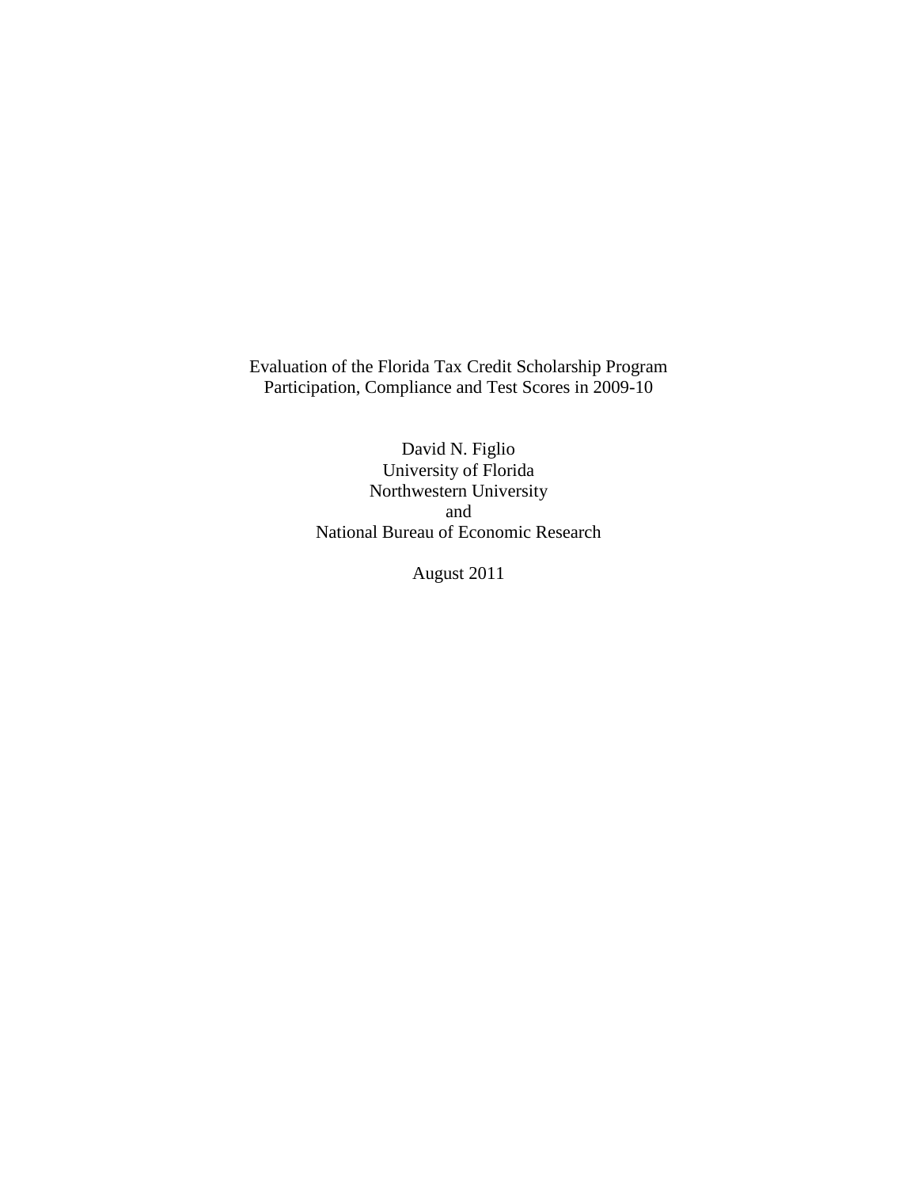# Evaluation of the Florida Tax Credit Scholarship Program
## Participation, Compliance and Test Scores in 2009-10

David N. Figlio
University of Florida
Northwestern University
and
National Bureau of Economic Research

August 2011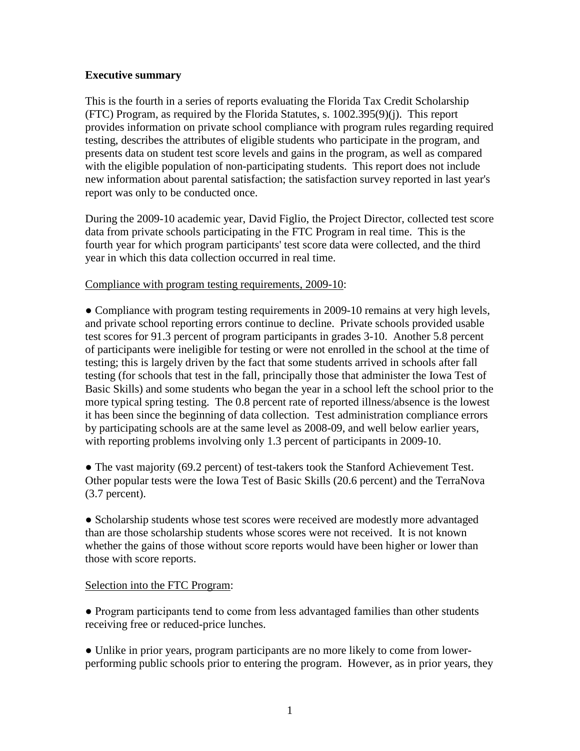**Executive summary**

This is the fourth in a series of reports evaluating the Florida Tax Credit Scholarship (FTC) Program, as required by the Florida Statutes, s. 1002.395(9)(j). This report provides information on private school compliance with program rules regarding required testing, describes the attributes of eligible students who participate in the program, and presents data on student test score levels and gains in the program, as well as compared with the eligible population of non-participating students. This report does not include new information about parental satisfaction; the satisfaction survey reported in last year's report was only to be conducted once.

During the 2009-10 academic year, David Figlio, the Project Director, collected test score data from private schools participating in the FTC Program in real time. This is the fourth year for which program participants' test score data were collected, and the third year in which this data collection occurred in real time.

Compliance with program testing requirements, 2009-10:

● Compliance with program testing requirements in 2009-10 remains at very high levels, and private school reporting errors continue to decline. Private schools provided usable test scores for 91.3 percent of program participants in grades 3-10. Another 5.8 percent of participants were ineligible for testing or were not enrolled in the school at the time of testing; this is largely driven by the fact that some students arrived in schools after fall testing (for schools that test in the fall, principally those that administer the Iowa Test of Basic Skills) and some students who began the year in a school left the school prior to the more typical spring testing. The 0.8 percent rate of reported illness/absence is the lowest it has been since the beginning of data collection. Test administration compliance errors by participating schools are at the same level as 2008-09, and well below earlier years, with reporting problems involving only 1.3 percent of participants in 2009-10.

● The vast majority (69.2 percent) of test-takers took the Stanford Achievement Test. Other popular tests were the Iowa Test of Basic Skills (20.6 percent) and the TerraNova (3.7 percent).

● Scholarship students whose test scores were received are modestly more advantaged than are those scholarship students whose scores were not received. It is not known whether the gains of those without score reports would have been higher or lower than those with score reports.

Selection into the FTC Program:

● Program participants tend to come from less advantaged families than other students receiving free or reduced-price lunches.

● Unlike in prior years, program participants are no more likely to come from lower-performing public schools prior to entering the program. However, as in prior years, they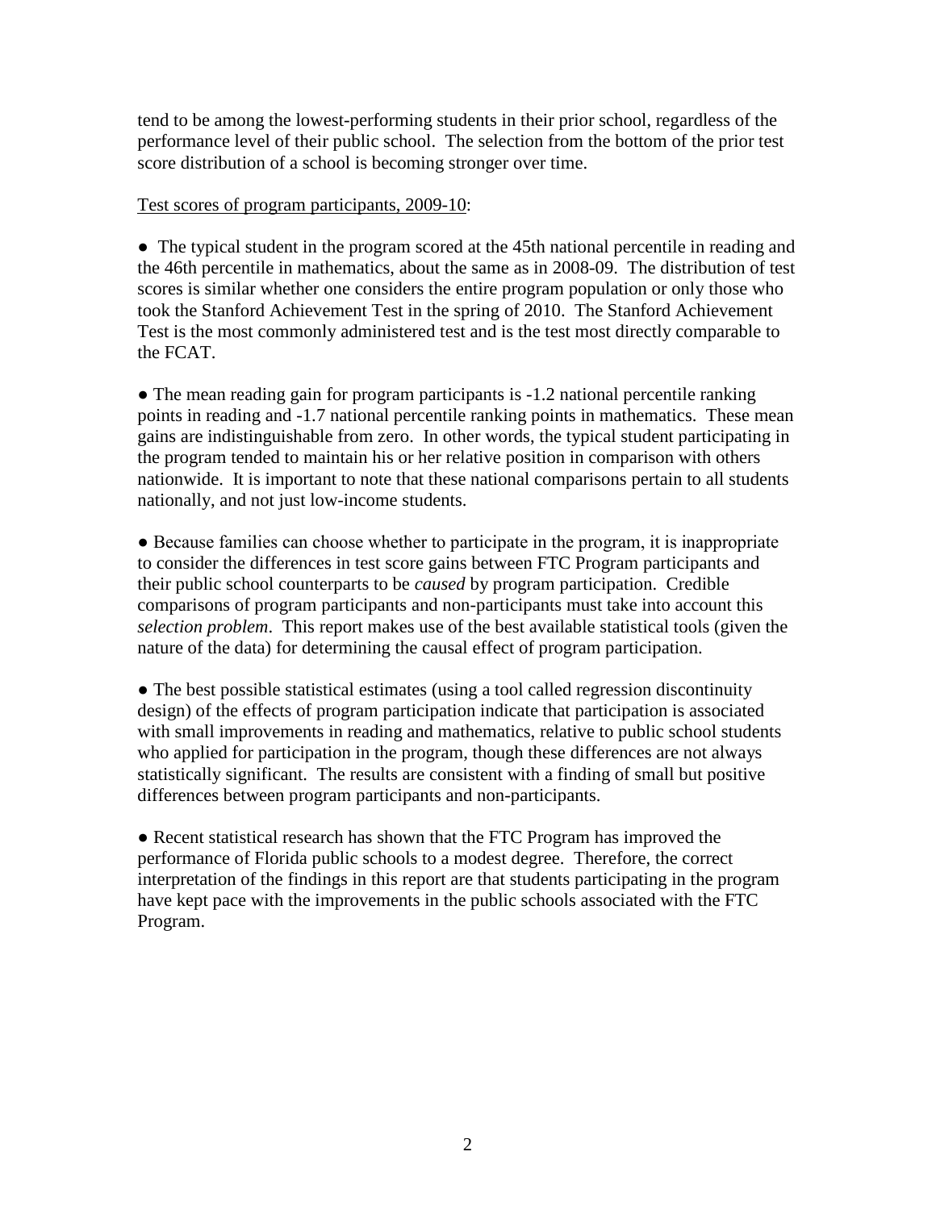tend to be among the lowest-performing students in their prior school, regardless of the performance level of their public school. The selection from the bottom of the prior test score distribution of a school is becoming stronger over time.

<u>Test scores of program participants, 2009-10</u>:

● The typical student in the program scored at the 45th national percentile in reading and the 46th percentile in mathematics, about the same as in 2008-09. The distribution of test scores is similar whether one considers the entire program population or only those who took the Stanford Achievement Test in the spring of 2010. The Stanford Achievement Test is the most commonly administered test and is the test most directly comparable to the FCAT.

● The mean reading gain for program participants is -1.2 national percentile ranking points in reading and -1.7 national percentile ranking points in mathematics. These mean gains are indistinguishable from zero. In other words, the typical student participating in the program tended to maintain his or her relative position in comparison with others nationwide. It is important to note that these national comparisons pertain to all students nationally, and not just low-income students.

● Because families can choose whether to participate in the program, it is inappropriate to consider the differences in test score gains between FTC Program participants and their public school counterparts to be *caused* by program participation. Credible comparisons of program participants and non-participants must take into account this *selection problem*. This report makes use of the best available statistical tools (given the nature of the data) for determining the causal effect of program participation.

● The best possible statistical estimates (using a tool called regression discontinuity design) of the effects of program participation indicate that participation is associated with small improvements in reading and mathematics, relative to public school students who applied for participation in the program, though these differences are not always statistically significant. The results are consistent with a finding of small but positive differences between program participants and non-participants.

● Recent statistical research has shown that the FTC Program has improved the performance of Florida public schools to a modest degree. Therefore, the correct interpretation of the findings in this report are that students participating in the program have kept pace with the improvements in the public schools associated with the FTC Program.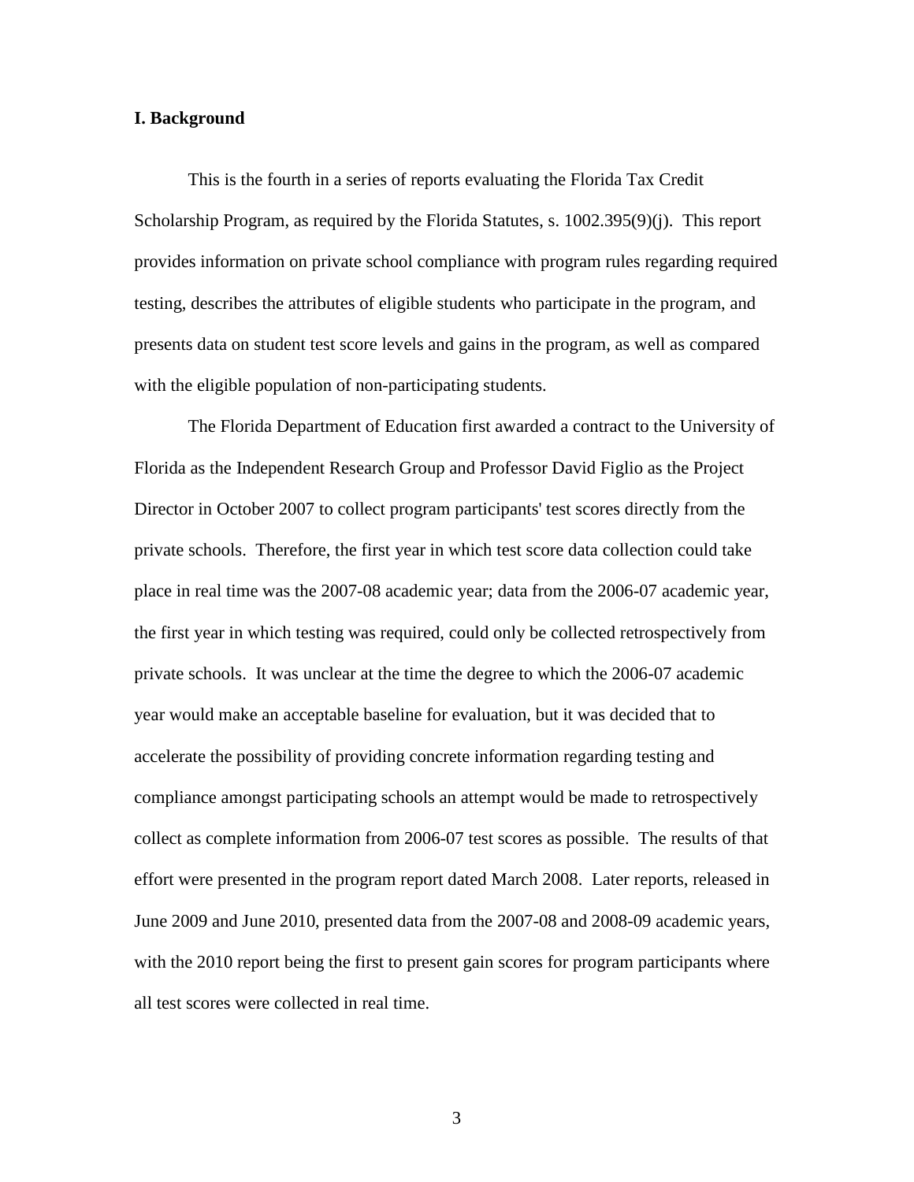## I. Background

This is the fourth in a series of reports evaluating the Florida Tax Credit Scholarship Program, as required by the Florida Statutes, s. 1002.395(9)(j). This report provides information on private school compliance with program rules regarding required testing, describes the attributes of eligible students who participate in the program, and presents data on student test score levels and gains in the program, as well as compared with the eligible population of non-participating students.

The Florida Department of Education first awarded a contract to the University of Florida as the Independent Research Group and Professor David Figlio as the Project Director in October 2007 to collect program participants' test scores directly from the private schools. Therefore, the first year in which test score data collection could take place in real time was the 2007-08 academic year; data from the 2006-07 academic year, the first year in which testing was required, could only be collected retrospectively from private schools. It was unclear at the time the degree to which the 2006-07 academic year would make an acceptable baseline for evaluation, but it was decided that to accelerate the possibility of providing concrete information regarding testing and compliance amongst participating schools an attempt would be made to retrospectively collect as complete information from 2006-07 test scores as possible. The results of that effort were presented in the program report dated March 2008. Later reports, released in June 2009 and June 2010, presented data from the 2007-08 and 2008-09 academic years, with the 2010 report being the first to present gain scores for program participants where all test scores were collected in real time.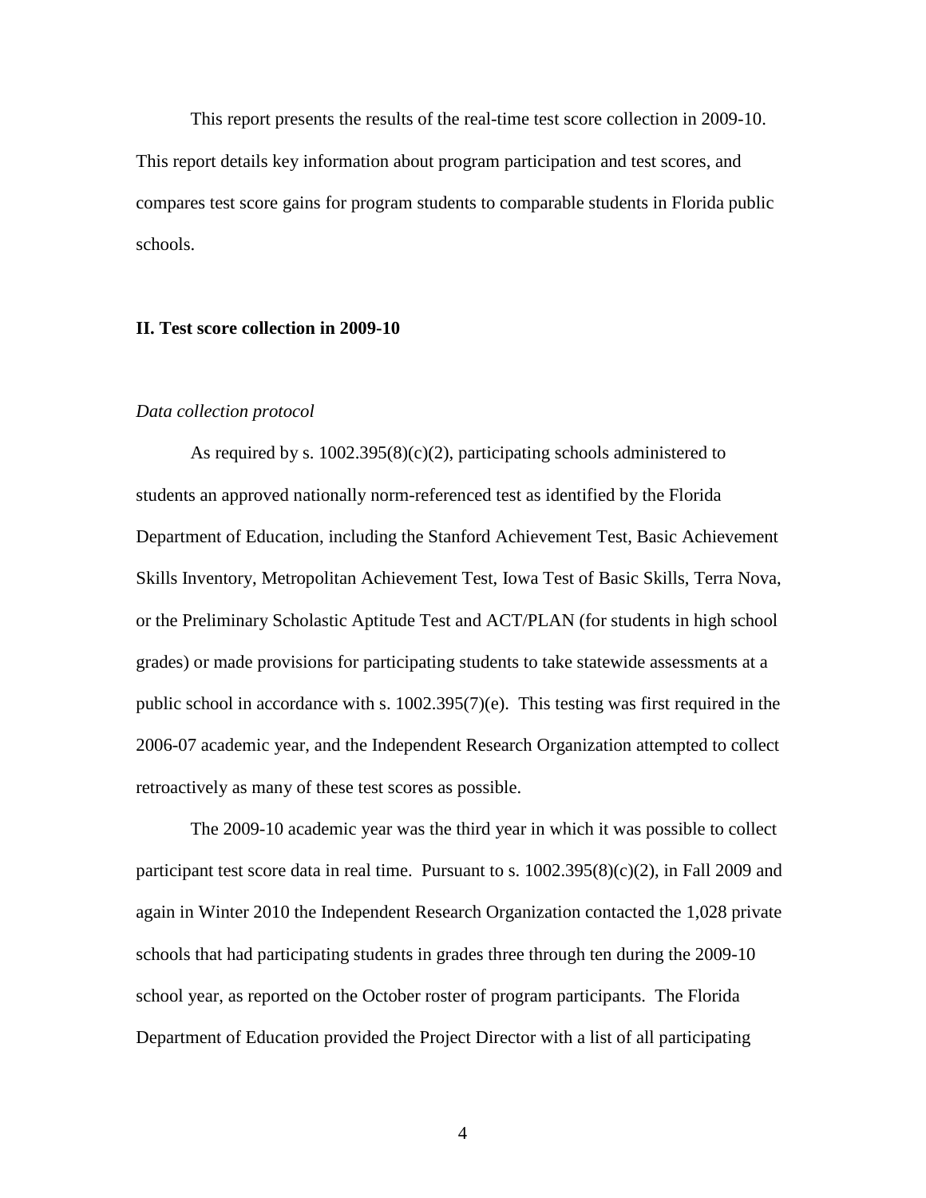This report presents the results of the real-time test score collection in 2009-10. This report details key information about program participation and test scores, and compares test score gains for program students to comparable students in Florida public schools.

## II. Test score collection in 2009-10

### *Data collection protocol*

As required by s. 1002.395(8)(c)(2), participating schools administered to students an approved nationally norm-referenced test as identified by the Florida Department of Education, including the Stanford Achievement Test, Basic Achievement Skills Inventory, Metropolitan Achievement Test, Iowa Test of Basic Skills, Terra Nova, or the Preliminary Scholastic Aptitude Test and ACT/PLAN (for students in high school grades) or made provisions for participating students to take statewide assessments at a public school in accordance with s. 1002.395(7)(e). This testing was first required in the 2006-07 academic year, and the Independent Research Organization attempted to collect retroactively as many of these test scores as possible.

The 2009-10 academic year was the third year in which it was possible to collect participant test score data in real time. Pursuant to s. 1002.395(8)(c)(2), in Fall 2009 and again in Winter 2010 the Independent Research Organization contacted the 1,028 private schools that had participating students in grades three through ten during the 2009-10 school year, as reported on the October roster of program participants. The Florida Department of Education provided the Project Director with a list of all participating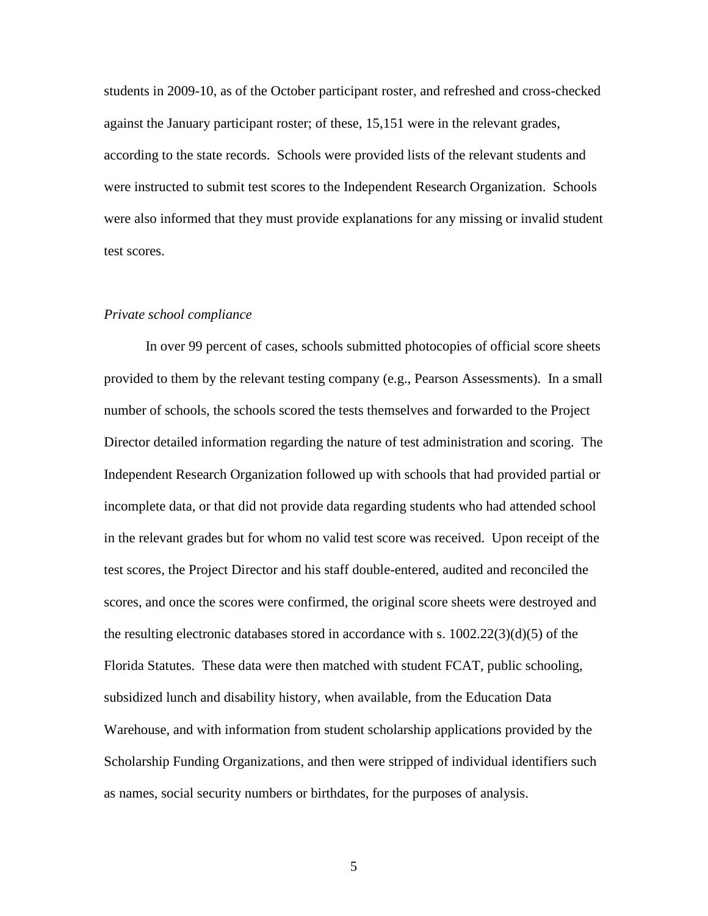students in 2009-10, as of the October participant roster, and refreshed and cross-checked against the January participant roster; of these, 15,151 were in the relevant grades, according to the state records. Schools were provided lists of the relevant students and were instructed to submit test scores to the Independent Research Organization. Schools were also informed that they must provide explanations for any missing or invalid student test scores.

*Private school compliance*

In over 99 percent of cases, schools submitted photocopies of official score sheets provided to them by the relevant testing company (e.g., Pearson Assessments). In a small number of schools, the schools scored the tests themselves and forwarded to the Project Director detailed information regarding the nature of test administration and scoring. The Independent Research Organization followed up with schools that had provided partial or incomplete data, or that did not provide data regarding students who had attended school in the relevant grades but for whom no valid test score was received. Upon receipt of the test scores, the Project Director and his staff double-entered, audited and reconciled the scores, and once the scores were confirmed, the original score sheets were destroyed and the resulting electronic databases stored in accordance with s. 1002.22(3)(d)(5) of the Florida Statutes. These data were then matched with student FCAT, public schooling, subsidized lunch and disability history, when available, from the Education Data Warehouse, and with information from student scholarship applications provided by the Scholarship Funding Organizations, and then were stripped of individual identifiers such as names, social security numbers or birthdates, for the purposes of analysis.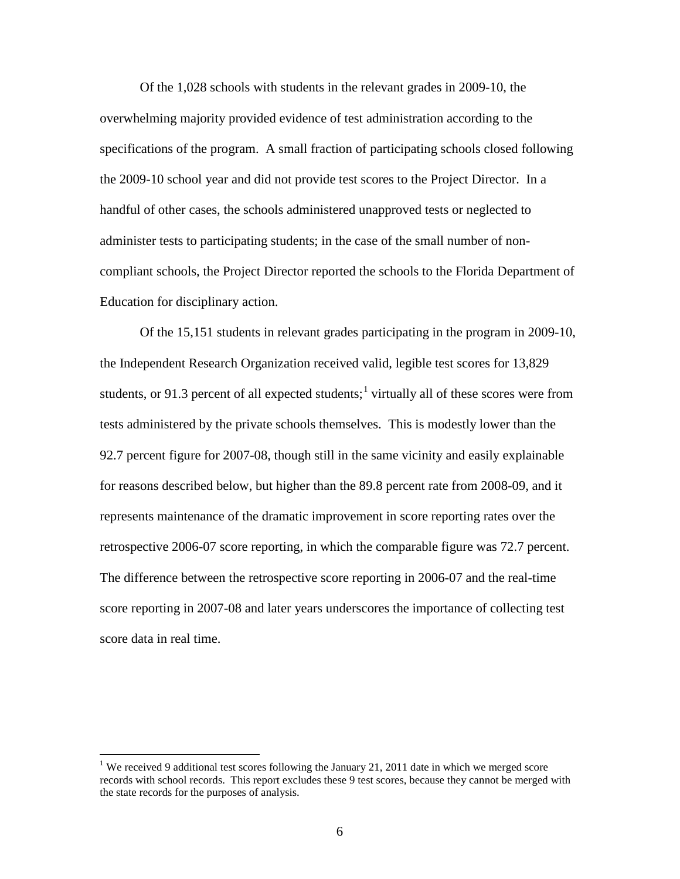Of the 1,028 schools with students in the relevant grades in 2009-10, the overwhelming majority provided evidence of test administration according to the specifications of the program. A small fraction of participating schools closed following the 2009-10 school year and did not provide test scores to the Project Director. In a handful of other cases, the schools administered unapproved tests or neglected to administer tests to participating students; in the case of the small number of non-compliant schools, the Project Director reported the schools to the Florida Department of Education for disciplinary action.

Of the 15,151 students in relevant grades participating in the program in 2009-10, the Independent Research Organization received valid, legible test scores for 13,829 students, or 91.3 percent of all expected students;[1] virtually all of these scores were from tests administered by the private schools themselves. This is modestly lower than the 92.7 percent figure for 2007-08, though still in the same vicinity and easily explainable for reasons described below, but higher than the 89.8 percent rate from 2008-09, and it represents maintenance of the dramatic improvement in score reporting rates over the retrospective 2006-07 score reporting, in which the comparable figure was 72.7 percent. The difference between the retrospective score reporting in 2006-07 and the real-time score reporting in 2007-08 and later years underscores the importance of collecting test score data in real time.

[1] We received 9 additional test scores following the January 21, 2011 date in which we merged score records with school records. This report excludes these 9 test scores, because they cannot be merged with the state records for the purposes of analysis.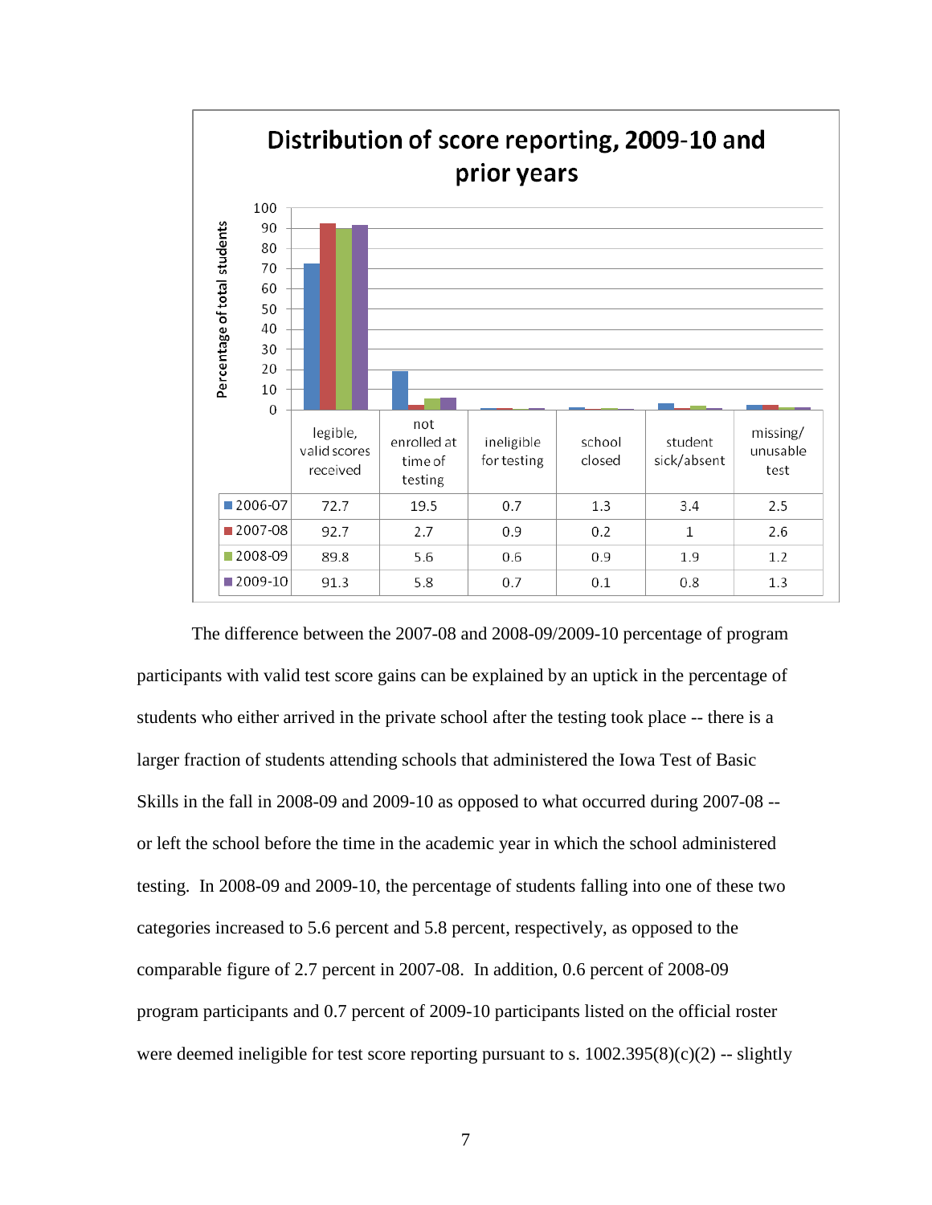**Distribution of score reporting, 2009-10 and prior years**

| | legible, valid scores received | not enrolled at time of testing | ineligible for testing | school closed | student sick/absent | missing/ unusable test |
|---|---|---|---|---|---|---|
| 2006-07 | 72.7 | 19.5 | 0.7 | 1.3 | 3.4 | 2.5 |
| 2007-08 | 92.7 | 2.7 | 0.9 | 0.2 | 1 | 2.6 |
| 2008-09 | 89.8 | 5.6 | 0.6 | 0.9 | 1.9 | 1.2 |
| 2009-10 | 91.3 | 5.8 | 0.7 | 0.1 | 0.8 | 1.3 |

The difference between the 2007-08 and 2008-09/2009-10 percentage of program participants with valid test score gains can be explained by an uptick in the percentage of students who either arrived in the private school after the testing took place -- there is a larger fraction of students attending schools that administered the Iowa Test of Basic Skills in the fall in 2008-09 and 2009-10 as opposed to what occurred during 2007-08 -- or left the school before the time in the academic year in which the school administered testing. In 2008-09 and 2009-10, the percentage of students falling into one of these two categories increased to 5.6 percent and 5.8 percent, respectively, as opposed to the comparable figure of 2.7 percent in 2007-08. In addition, 0.6 percent of 2008-09 program participants and 0.7 percent of 2009-10 participants listed on the official roster were deemed ineligible for test score reporting pursuant to s. 1002.395(8)(c)(2) -- slightly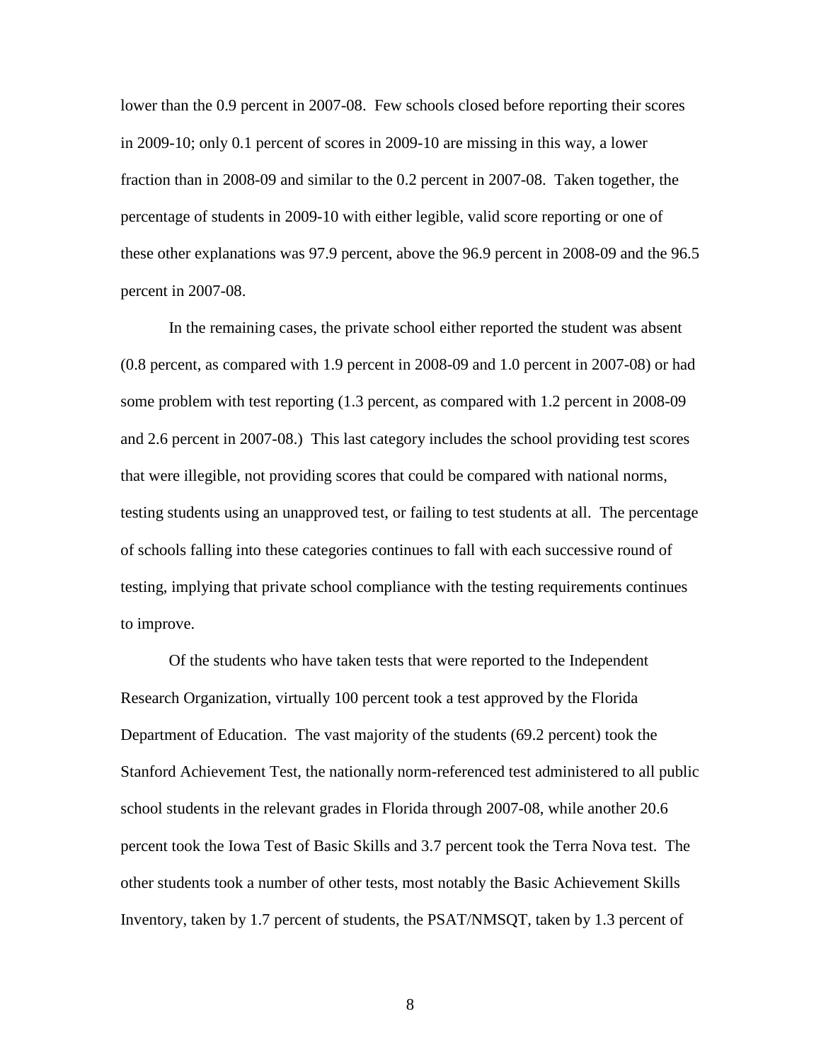lower than the 0.9 percent in 2007-08. Few schools closed before reporting their scores in 2009-10; only 0.1 percent of scores in 2009-10 are missing in this way, a lower fraction than in 2008-09 and similar to the 0.2 percent in 2007-08. Taken together, the percentage of students in 2009-10 with either legible, valid score reporting or one of these other explanations was 97.9 percent, above the 96.9 percent in 2008-09 and the 96.5 percent in 2007-08.

In the remaining cases, the private school either reported the student was absent (0.8 percent, as compared with 1.9 percent in 2008-09 and 1.0 percent in 2007-08) or had some problem with test reporting (1.3 percent, as compared with 1.2 percent in 2008-09 and 2.6 percent in 2007-08.) This last category includes the school providing test scores that were illegible, not providing scores that could be compared with national norms, testing students using an unapproved test, or failing to test students at all. The percentage of schools falling into these categories continues to fall with each successive round of testing, implying that private school compliance with the testing requirements continues to improve.

Of the students who have taken tests that were reported to the Independent Research Organization, virtually 100 percent took a test approved by the Florida Department of Education. The vast majority of the students (69.2 percent) took the Stanford Achievement Test, the nationally norm-referenced test administered to all public school students in the relevant grades in Florida through 2007-08, while another 20.6 percent took the Iowa Test of Basic Skills and 3.7 percent took the Terra Nova test. The other students took a number of other tests, most notably the Basic Achievement Skills Inventory, taken by 1.7 percent of students, the PSAT/NMSQT, taken by 1.3 percent of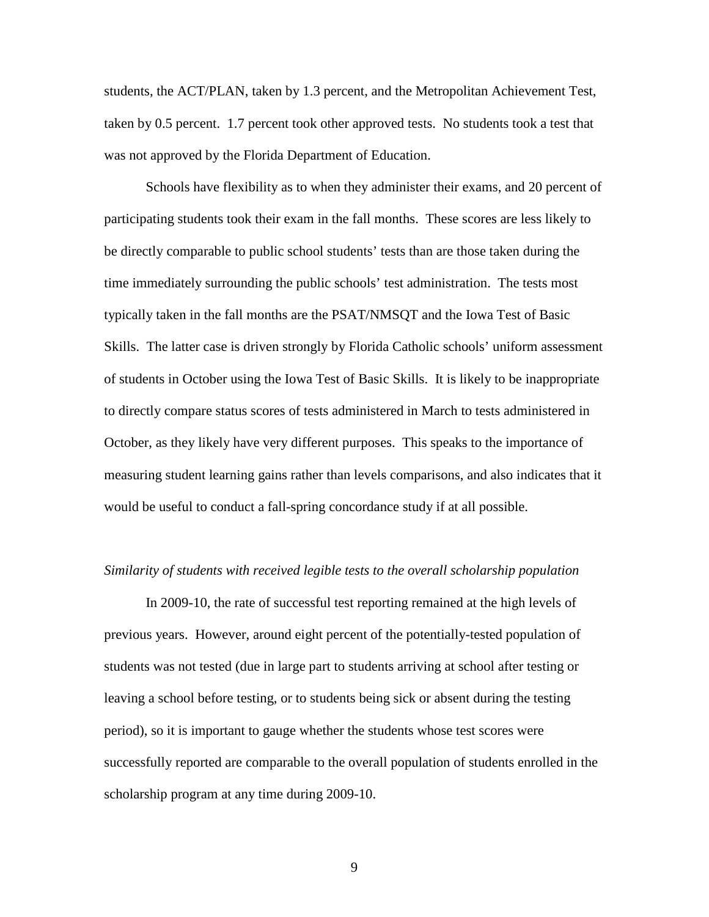students, the ACT/PLAN, taken by 1.3 percent, and the Metropolitan Achievement Test, taken by 0.5 percent. 1.7 percent took other approved tests. No students took a test that was not approved by the Florida Department of Education.

Schools have flexibility as to when they administer their exams, and 20 percent of participating students took their exam in the fall months. These scores are less likely to be directly comparable to public school students' tests than are those taken during the time immediately surrounding the public schools' test administration. The tests most typically taken in the fall months are the PSAT/NMSQT and the Iowa Test of Basic Skills. The latter case is driven strongly by Florida Catholic schools' uniform assessment of students in October using the Iowa Test of Basic Skills. It is likely to be inappropriate to directly compare status scores of tests administered in March to tests administered in October, as they likely have very different purposes. This speaks to the importance of measuring student learning gains rather than levels comparisons, and also indicates that it would be useful to conduct a fall-spring concordance study if at all possible.

*Similarity of students with received legible tests to the overall scholarship population*

In 2009-10, the rate of successful test reporting remained at the high levels of previous years. However, around eight percent of the potentially-tested population of students was not tested (due in large part to students arriving at school after testing or leaving a school before testing, or to students being sick or absent during the testing period), so it is important to gauge whether the students whose test scores were successfully reported are comparable to the overall population of students enrolled in the scholarship program at any time during 2009-10.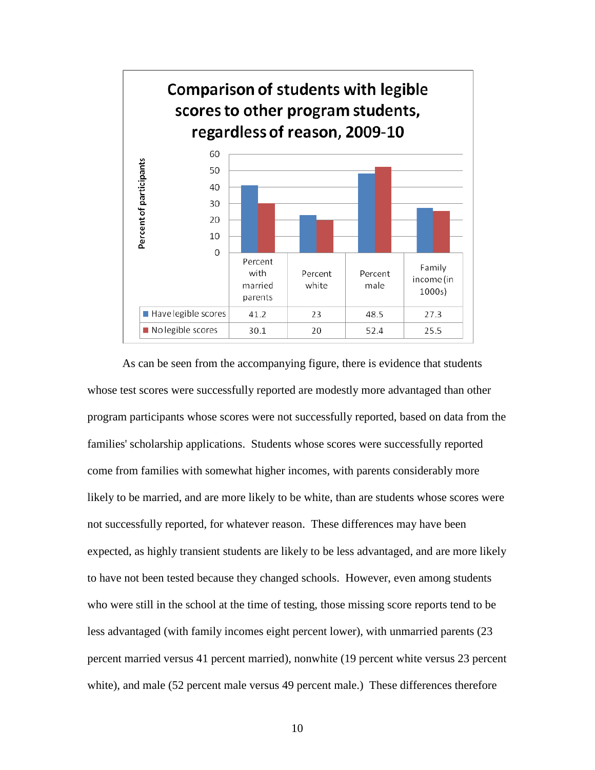**Comparison of students with legible scores to other program students, regardless of reason, 2009-10**

| | Percent with married parents | Percent white | Percent male | Family income (in 1000s) |
|---|---|---|---|---|
| Have legible scores | 41.2 | 23 | 48.5 | 27.3 |
| No legible scores | 30.1 | 20 | 52.4 | 25.5 |

As can be seen from the accompanying figure, there is evidence that students whose test scores were successfully reported are modestly more advantaged than other program participants whose scores were not successfully reported, based on data from the families' scholarship applications. Students whose scores were successfully reported come from families with somewhat higher incomes, with parents considerably more likely to be married, and are more likely to be white, than are students whose scores were not successfully reported, for whatever reason. These differences may have been expected, as highly transient students are likely to be less advantaged, and are more likely to have not been tested because they changed schools. However, even among students who were still in the school at the time of testing, those missing score reports tend to be less advantaged (with family incomes eight percent lower), with unmarried parents (23 percent married versus 41 percent married), nonwhite (19 percent white versus 23 percent white), and male (52 percent male versus 49 percent male.) These differences therefore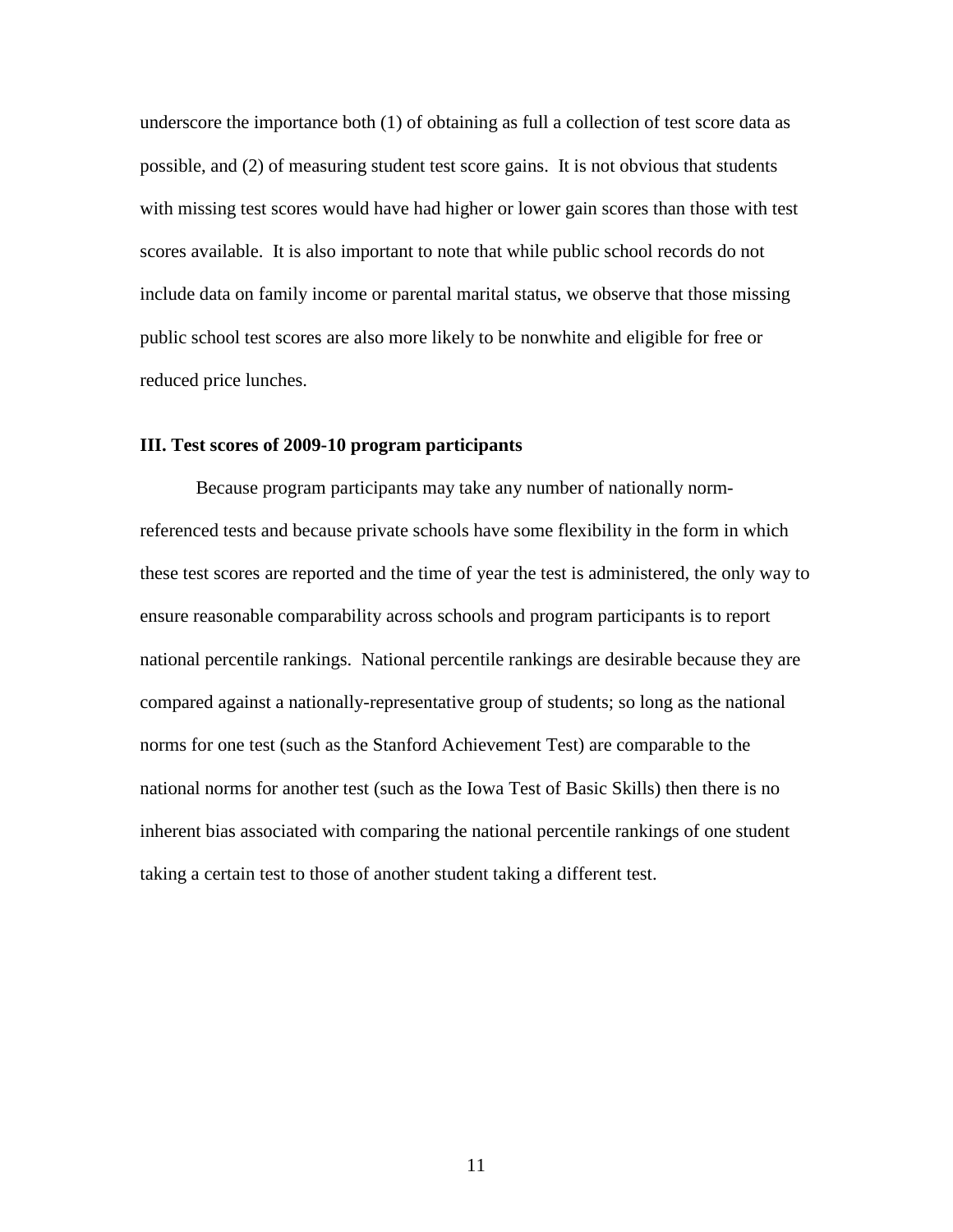underscore the importance both (1) of obtaining as full a collection of test score data as possible, and (2) of measuring student test score gains. It is not obvious that students with missing test scores would have had higher or lower gain scores than those with test scores available. It is also important to note that while public school records do not include data on family income or parental marital status, we observe that those missing public school test scores are also more likely to be nonwhite and eligible for free or reduced price lunches.

### III. Test scores of 2009-10 program participants

Because program participants may take any number of nationally norm-referenced tests and because private schools have some flexibility in the form in which these test scores are reported and the time of year the test is administered, the only way to ensure reasonable comparability across schools and program participants is to report national percentile rankings. National percentile rankings are desirable because they are compared against a nationally-representative group of students; so long as the national norms for one test (such as the Stanford Achievement Test) are comparable to the national norms for another test (such as the Iowa Test of Basic Skills) then there is no inherent bias associated with comparing the national percentile rankings of one student taking a certain test to those of another student taking a different test.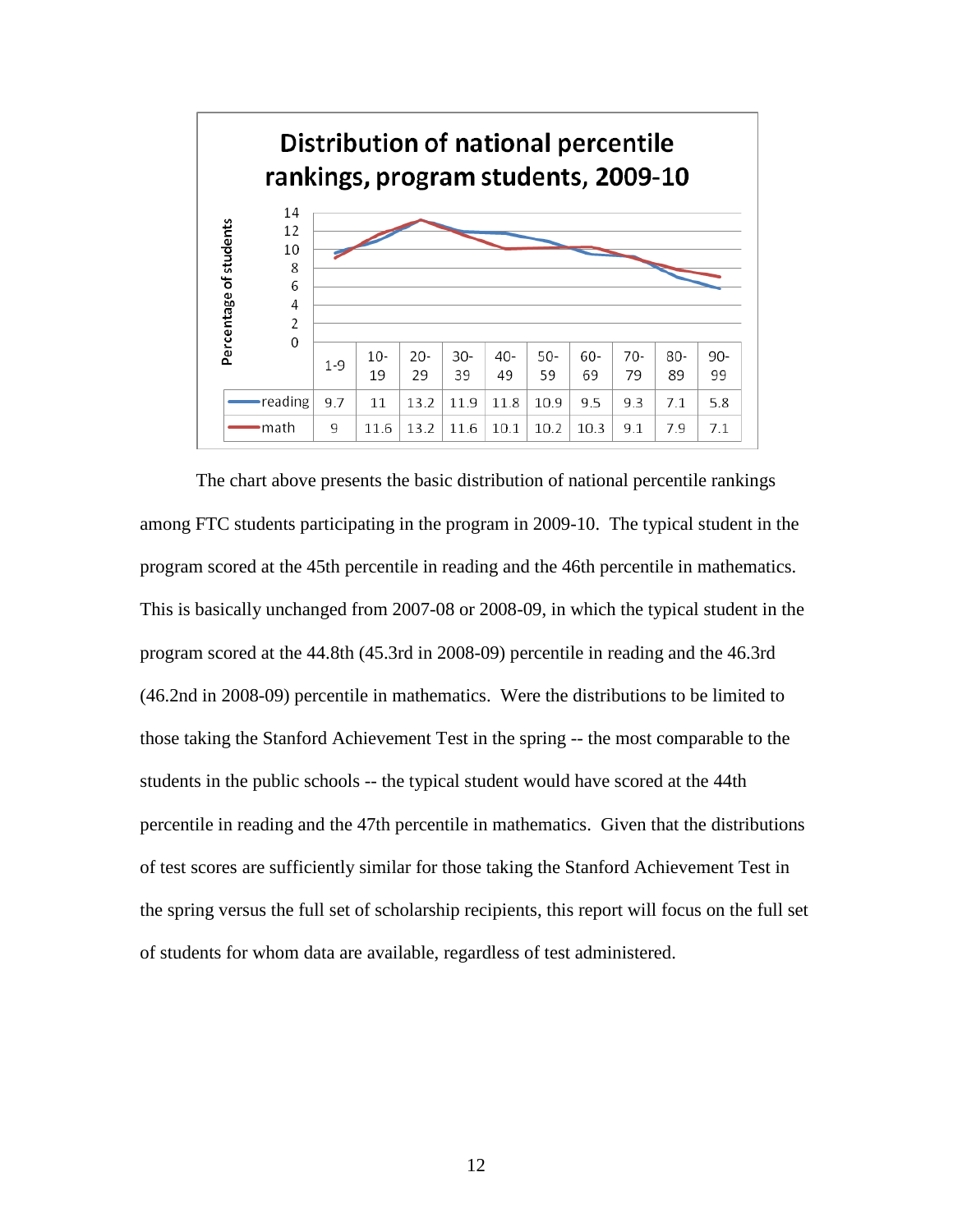**Distribution of national percentile rankings, program students, 2009-10**

| | 1-9 | 10-19 | 20-29 | 30-39 | 40-49 | 50-59 | 60-69 | 70-79 | 80-89 | 90-99 |
|---|---|---|---|---|---|---|---|---|---|---|
| reading | 9.7 | 11 | 13.2 | 11.9 | 11.8 | 10.9 | 9.5 | 9.3 | 7.1 | 5.8 |
| math | 9 | 11.6 | 13.2 | 11.6 | 10.1 | 10.2 | 10.3 | 9.1 | 7.9 | 7.1 |

The chart above presents the basic distribution of national percentile rankings among FTC students participating in the program in 2009-10. The typical student in the program scored at the 45th percentile in reading and the 46th percentile in mathematics. This is basically unchanged from 2007-08 or 2008-09, in which the typical student in the program scored at the 44.8th (45.3rd in 2008-09) percentile in reading and the 46.3rd (46.2nd in 2008-09) percentile in mathematics. Were the distributions to be limited to those taking the Stanford Achievement Test in the spring -- the most comparable to the students in the public schools -- the typical student would have scored at the 44th percentile in reading and the 47th percentile in mathematics. Given that the distributions of test scores are sufficiently similar for those taking the Stanford Achievement Test in the spring versus the full set of scholarship recipients, this report will focus on the full set of students for whom data are available, regardless of test administered.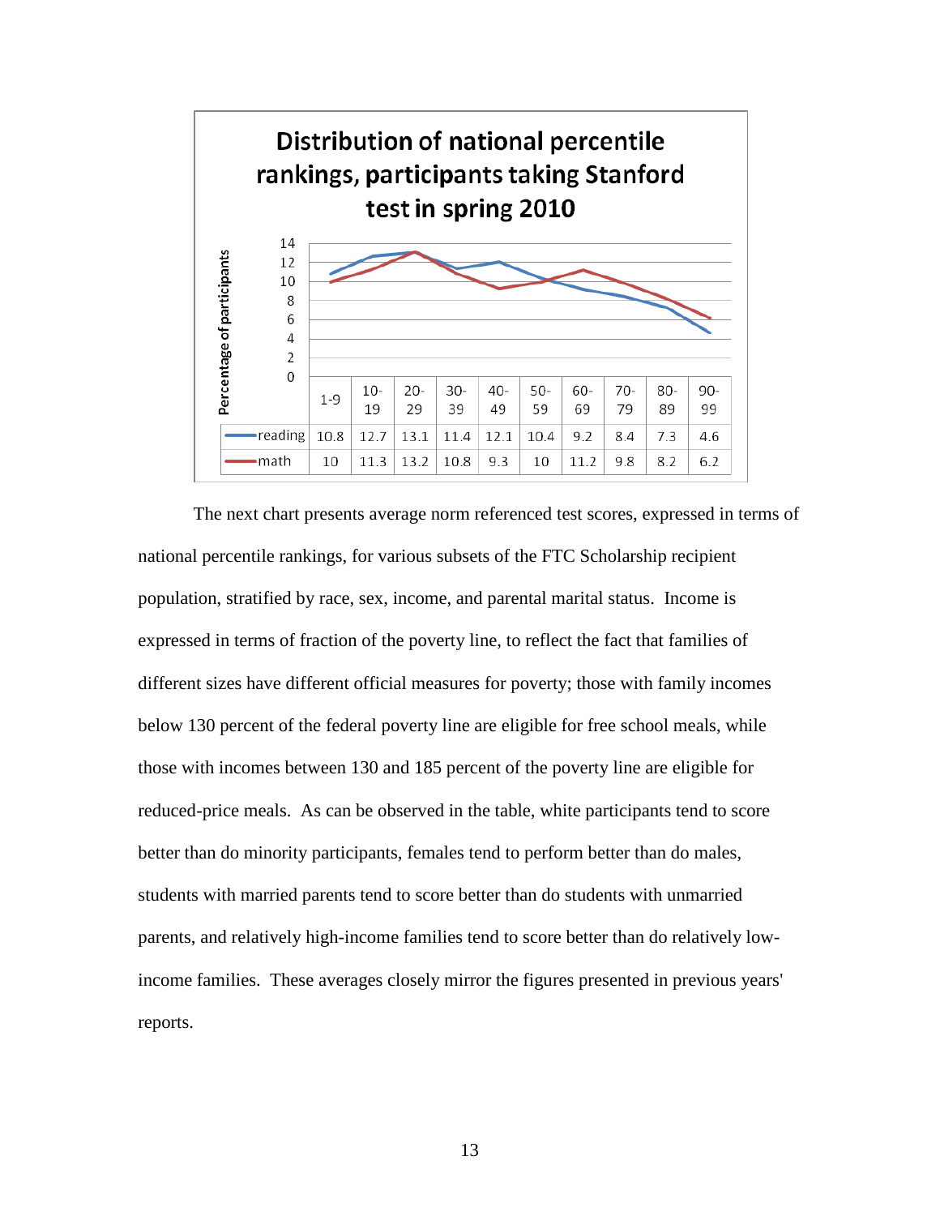**Distribution of national percentile rankings, participants taking Stanford test in spring 2010**

| | 1-9 | 10-19 | 20-29 | 30-39 | 40-49 | 50-59 | 60-69 | 70-79 | 80-89 | 90-99 |
|---|---|---|---|---|---|---|---|---|---|---|
| reading | 10.8 | 12.7 | 13.1 | 11.4 | 12.1 | 10.4 | 9.2 | 8.4 | 7.3 | 4.6 |
| math | 10 | 11.3 | 13.2 | 10.8 | 9.3 | 10 | 11.2 | 9.8 | 8.2 | 6.2 |

The next chart presents average norm referenced test scores, expressed in terms of national percentile rankings, for various subsets of the FTC Scholarship recipient population, stratified by race, sex, income, and parental marital status. Income is expressed in terms of fraction of the poverty line, to reflect the fact that families of different sizes have different official measures for poverty; those with family incomes below 130 percent of the federal poverty line are eligible for free school meals, while those with incomes between 130 and 185 percent of the poverty line are eligible for reduced-price meals. As can be observed in the table, white participants tend to score better than do minority participants, females tend to perform better than do males, students with married parents tend to score better than do students with unmarried parents, and relatively high-income families tend to score better than do relatively low-income families. These averages closely mirror the figures presented in previous years' reports.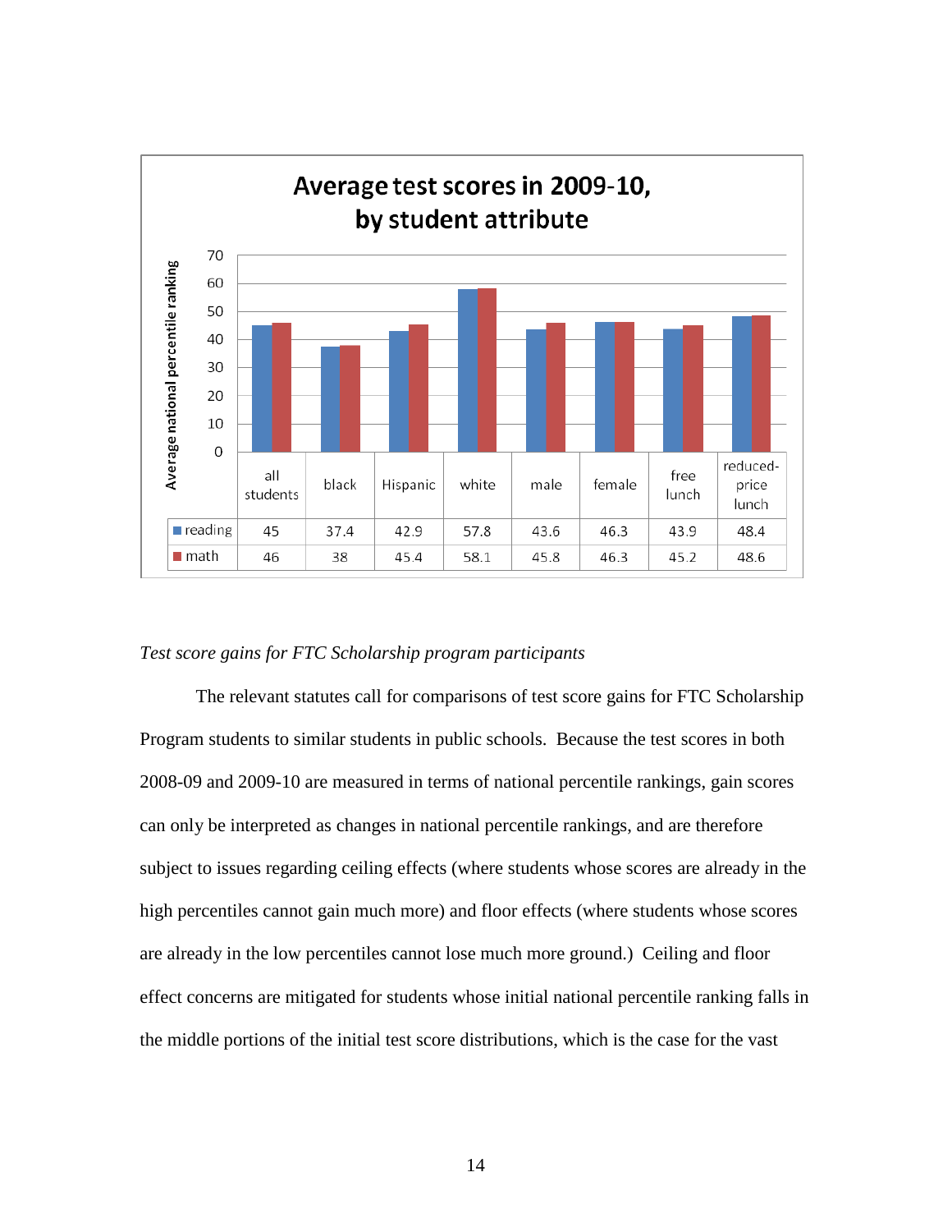**Average test scores in 2009-10, by student attribute**

| | all students | black | Hispanic | white | male | female | free lunch | reduced-price lunch |
|---|---|---|---|---|---|---|---|---|
| reading | 45 | 37.4 | 42.9 | 57.8 | 43.6 | 46.3 | 43.9 | 48.4 |
| math | 46 | 38 | 45.4 | 58.1 | 45.8 | 46.3 | 45.2 | 48.6 |

*Test score gains for FTC Scholarship program participants*

The relevant statutes call for comparisons of test score gains for FTC Scholarship Program students to similar students in public schools. Because the test scores in both 2008-09 and 2009-10 are measured in terms of national percentile rankings, gain scores can only be interpreted as changes in national percentile rankings, and are therefore subject to issues regarding ceiling effects (where students whose scores are already in the high percentiles cannot gain much more) and floor effects (where students whose scores are already in the low percentiles cannot lose much more ground.) Ceiling and floor effect concerns are mitigated for students whose initial national percentile ranking falls in the middle portions of the initial test score distributions, which is the case for the vast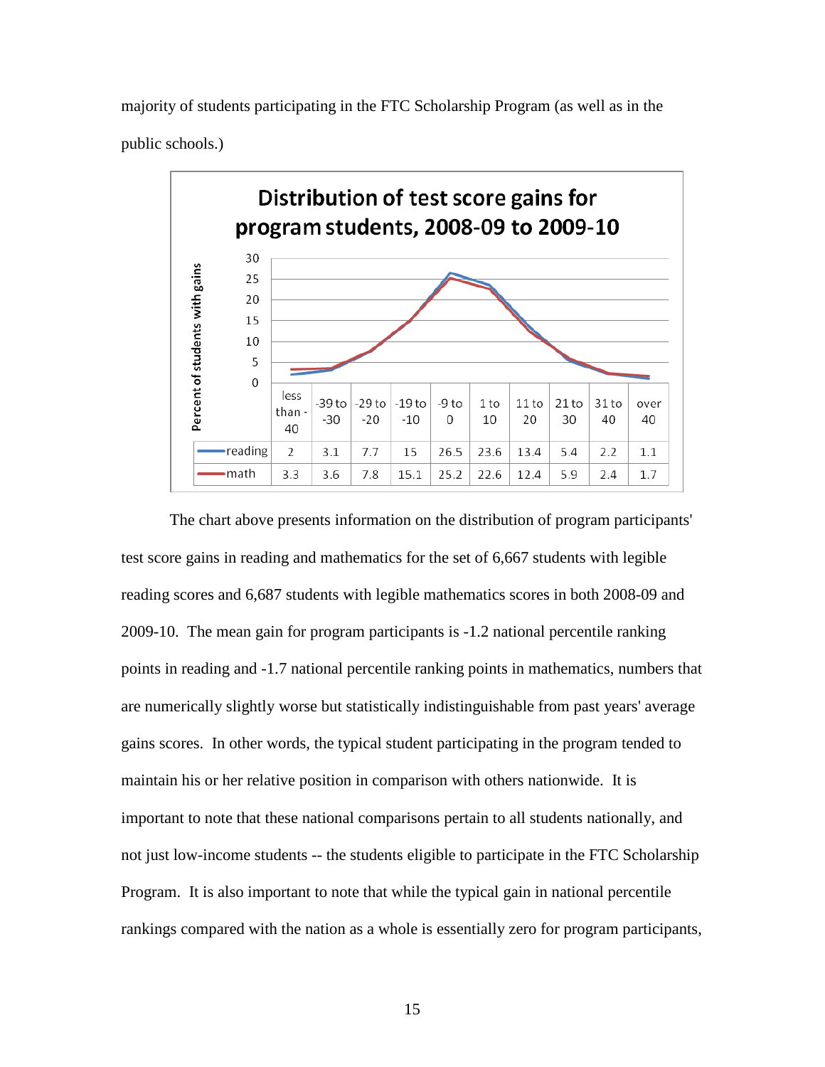majority of students participating in the FTC Scholarship Program (as well as in the public schools.)

**Distribution of test score gains for program students, 2008-09 to 2009-10**

Percent of students with gains

| | less than -40 | -39 to -30 | -29 to -20 | -19 to -10 | -9 to 0 | 1 to 10 | 11 to 20 | 21 to 30 | 31 to 40 | over 40 |
|---|---|---|---|---|---|---|---|---|---|---|
| reading | 2 | 3.1 | 7.7 | 15 | 26.5 | 23.6 | 13.4 | 5.4 | 2.2 | 1.1 |
| math | 3.3 | 3.6 | 7.8 | 15.1 | 25.2 | 22.6 | 12.4 | 5.9 | 2.4 | 1.7 |

The chart above presents information on the distribution of program participants' test score gains in reading and mathematics for the set of 6,667 students with legible reading scores and 6,687 students with legible mathematics scores in both 2008-09 and 2009-10. The mean gain for program participants is -1.2 national percentile ranking points in reading and -1.7 national percentile ranking points in mathematics, numbers that are numerically slightly worse but statistically indistinguishable from past years' average gains scores. In other words, the typical student participating in the program tended to maintain his or her relative position in comparison with others nationwide. It is important to note that these national comparisons pertain to all students nationally, and not just low-income students -- the students eligible to participate in the FTC Scholarship Program. It is also important to note that while the typical gain in national percentile rankings compared with the nation as a whole is essentially zero for program participants,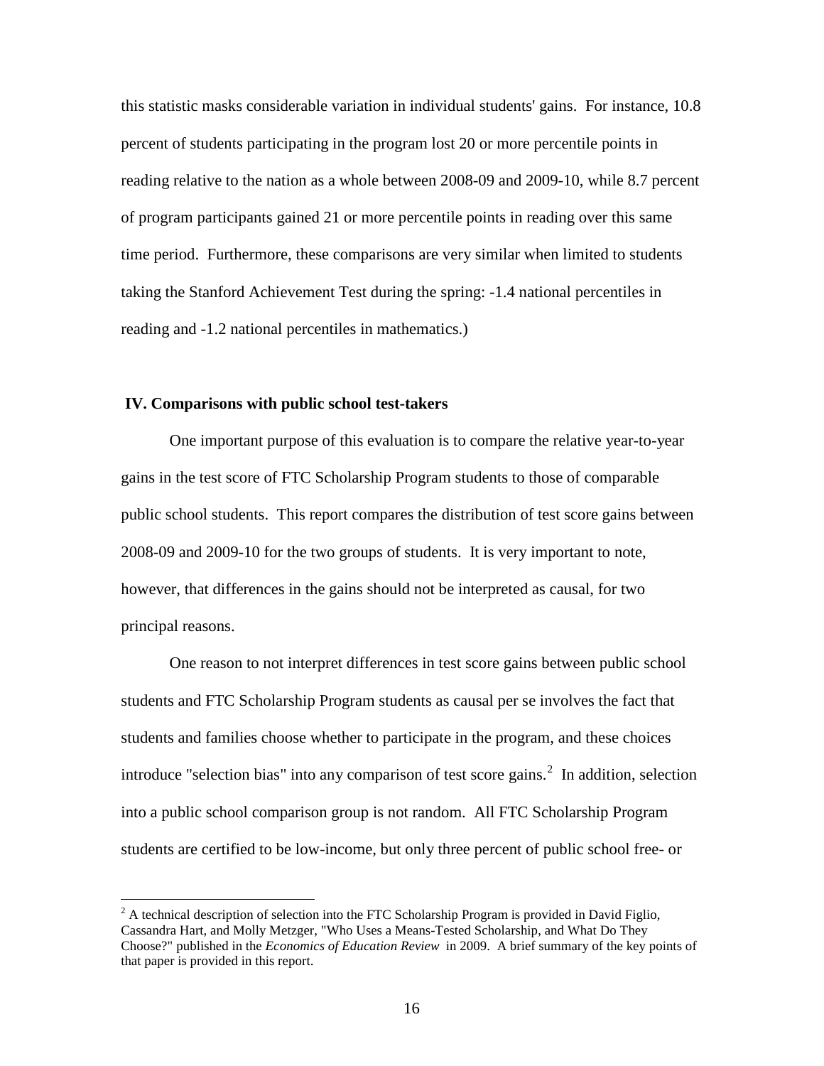this statistic masks considerable variation in individual students' gains. For instance, 10.8 percent of students participating in the program lost 20 or more percentile points in reading relative to the nation as a whole between 2008-09 and 2009-10, while 8.7 percent of program participants gained 21 or more percentile points in reading over this same time period. Furthermore, these comparisons are very similar when limited to students taking the Stanford Achievement Test during the spring: -1.4 national percentiles in reading and -1.2 national percentiles in mathematics.)

## IV. Comparisons with public school test-takers

One important purpose of this evaluation is to compare the relative year-to-year gains in the test score of FTC Scholarship Program students to those of comparable public school students. This report compares the distribution of test score gains between 2008-09 and 2009-10 for the two groups of students. It is very important to note, however, that differences in the gains should not be interpreted as causal, for two principal reasons.

One reason to not interpret differences in test score gains between public school students and FTC Scholarship Program students as causal per se involves the fact that students and families choose whether to participate in the program, and these choices introduce "selection bias" into any comparison of test score gains.[2] In addition, selection into a public school comparison group is not random. All FTC Scholarship Program students are certified to be low-income, but only three percent of public school free- or

---

[2] A technical description of selection into the FTC Scholarship Program is provided in David Figlio, Cassandra Hart, and Molly Metzger, "Who Uses a Means-Tested Scholarship, and What Do They Choose?" published in the *Economics of Education Review* in 2009. A brief summary of the key points of that paper is provided in this report.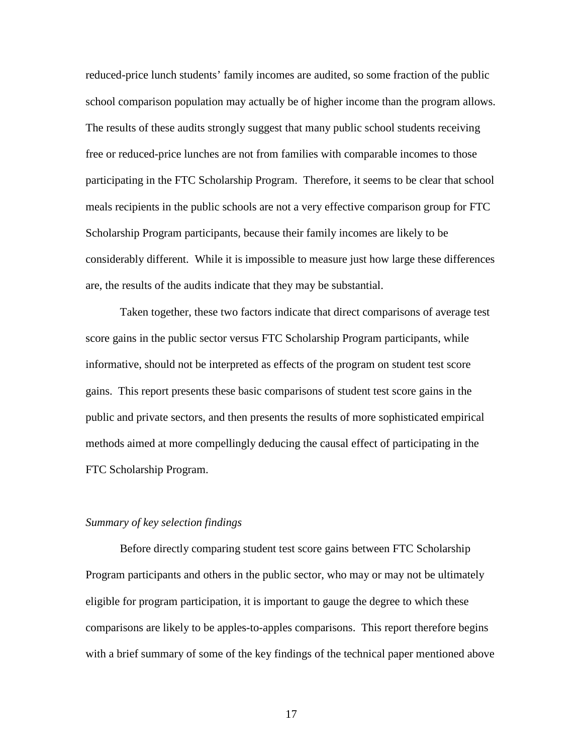reduced-price lunch students' family incomes are audited, so some fraction of the public school comparison population may actually be of higher income than the program allows. The results of these audits strongly suggest that many public school students receiving free or reduced-price lunches are not from families with comparable incomes to those participating in the FTC Scholarship Program. Therefore, it seems to be clear that school meals recipients in the public schools are not a very effective comparison group for FTC Scholarship Program participants, because their family incomes are likely to be considerably different. While it is impossible to measure just how large these differences are, the results of the audits indicate that they may be substantial.

Taken together, these two factors indicate that direct comparisons of average test score gains in the public sector versus FTC Scholarship Program participants, while informative, should not be interpreted as effects of the program on student test score gains. This report presents these basic comparisons of student test score gains in the public and private sectors, and then presents the results of more sophisticated empirical methods aimed at more compellingly deducing the causal effect of participating in the FTC Scholarship Program.

### *Summary of key selection findings*

Before directly comparing student test score gains between FTC Scholarship Program participants and others in the public sector, who may or may not be ultimately eligible for program participation, it is important to gauge the degree to which these comparisons are likely to be apples-to-apples comparisons. This report therefore begins with a brief summary of some of the key findings of the technical paper mentioned above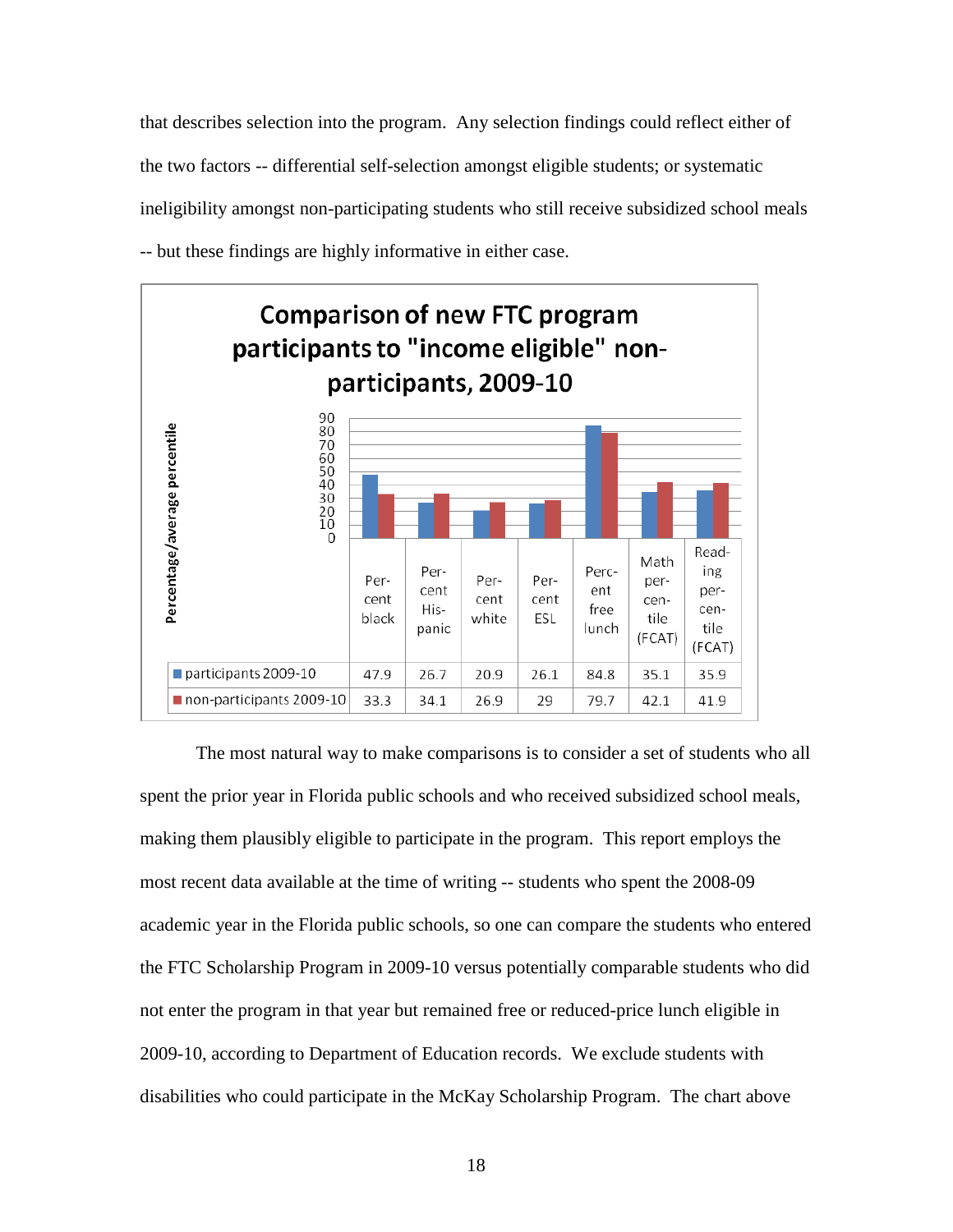that describes selection into the program. Any selection findings could reflect either of the two factors -- differential self-selection amongst eligible students; or systematic ineligibility amongst non-participating students who still receive subsidized school meals -- but these findings are highly informative in either case.

**Comparison of new FTC program participants to "income eligible" non-participants, 2009-10**

| | Percent black | Percent Hispanic | Percent white | Percent ESL | Percent free lunch | Math percentile (FCAT) | Reading percentile (FCAT) |
|---|---|---|---|---|---|---|---|
| participants 2009-10 | 47.9 | 26.7 | 20.9 | 26.1 | 84.8 | 35.1 | 35.9 |
| non-participants 2009-10 | 33.3 | 34.1 | 26.9 | 29 | 79.7 | 42.1 | 41.9 |

The most natural way to make comparisons is to consider a set of students who all spent the prior year in Florida public schools and who received subsidized school meals, making them plausibly eligible to participate in the program. This report employs the most recent data available at the time of writing -- students who spent the 2008-09 academic year in the Florida public schools, so one can compare the students who entered the FTC Scholarship Program in 2009-10 versus potentially comparable students who did not enter the program in that year but remained free or reduced-price lunch eligible in 2009-10, according to Department of Education records. We exclude students with disabilities who could participate in the McKay Scholarship Program. The chart above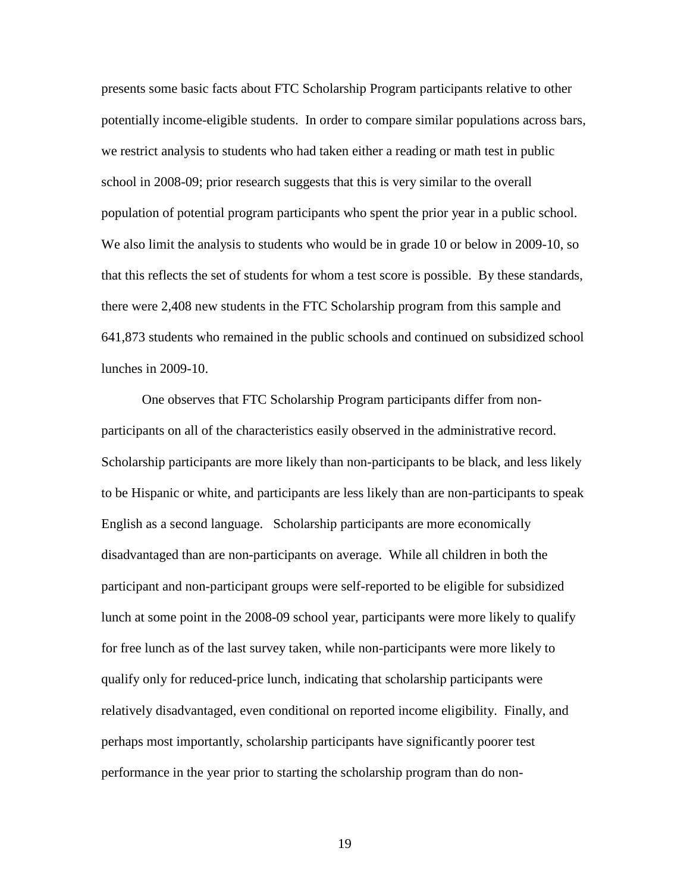presents some basic facts about FTC Scholarship Program participants relative to other potentially income-eligible students. In order to compare similar populations across bars, we restrict analysis to students who had taken either a reading or math test in public school in 2008-09; prior research suggests that this is very similar to the overall population of potential program participants who spent the prior year in a public school. We also limit the analysis to students who would be in grade 10 or below in 2009-10, so that this reflects the set of students for whom a test score is possible. By these standards, there were 2,408 new students in the FTC Scholarship program from this sample and 641,873 students who remained in the public schools and continued on subsidized school lunches in 2009-10.

One observes that FTC Scholarship Program participants differ from non-participants on all of the characteristics easily observed in the administrative record. Scholarship participants are more likely than non-participants to be black, and less likely to be Hispanic or white, and participants are less likely than are non-participants to speak English as a second language. Scholarship participants are more economically disadvantaged than are non-participants on average. While all children in both the participant and non-participant groups were self-reported to be eligible for subsidized lunch at some point in the 2008-09 school year, participants were more likely to qualify for free lunch as of the last survey taken, while non-participants were more likely to qualify only for reduced-price lunch, indicating that scholarship participants were relatively disadvantaged, even conditional on reported income eligibility. Finally, and perhaps most importantly, scholarship participants have significantly poorer test performance in the year prior to starting the scholarship program than do non-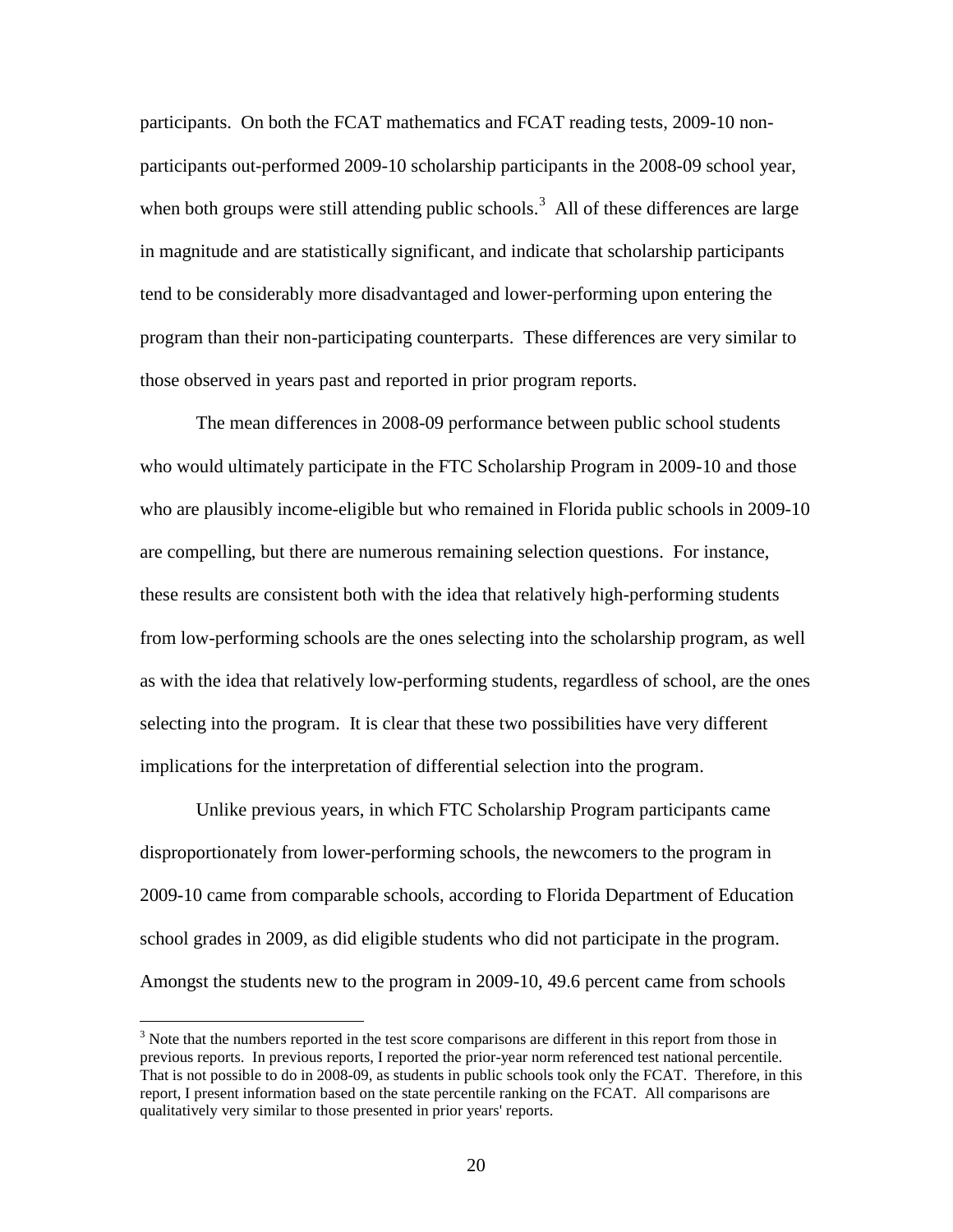participants. On both the FCAT mathematics and FCAT reading tests, 2009-10 non-participants out-performed 2009-10 scholarship participants in the 2008-09 school year, when both groups were still attending public schools.[3] All of these differences are large in magnitude and are statistically significant, and indicate that scholarship participants tend to be considerably more disadvantaged and lower-performing upon entering the program than their non-participating counterparts. These differences are very similar to those observed in years past and reported in prior program reports.

The mean differences in 2008-09 performance between public school students who would ultimately participate in the FTC Scholarship Program in 2009-10 and those who are plausibly income-eligible but who remained in Florida public schools in 2009-10 are compelling, but there are numerous remaining selection questions. For instance, these results are consistent both with the idea that relatively high-performing students from low-performing schools are the ones selecting into the scholarship program, as well as with the idea that relatively low-performing students, regardless of school, are the ones selecting into the program. It is clear that these two possibilities have very different implications for the interpretation of differential selection into the program.

Unlike previous years, in which FTC Scholarship Program participants came disproportionately from lower-performing schools, the newcomers to the program in 2009-10 came from comparable schools, according to Florida Department of Education school grades in 2009, as did eligible students who did not participate in the program. Amongst the students new to the program in 2009-10, 49.6 percent came from schools

---

[3] Note that the numbers reported in the test score comparisons are different in this report from those in previous reports. In previous reports, I reported the prior-year norm referenced test national percentile. That is not possible to do in 2008-09, as students in public schools took only the FCAT. Therefore, in this report, I present information based on the state percentile ranking on the FCAT. All comparisons are qualitatively very similar to those presented in prior years' reports.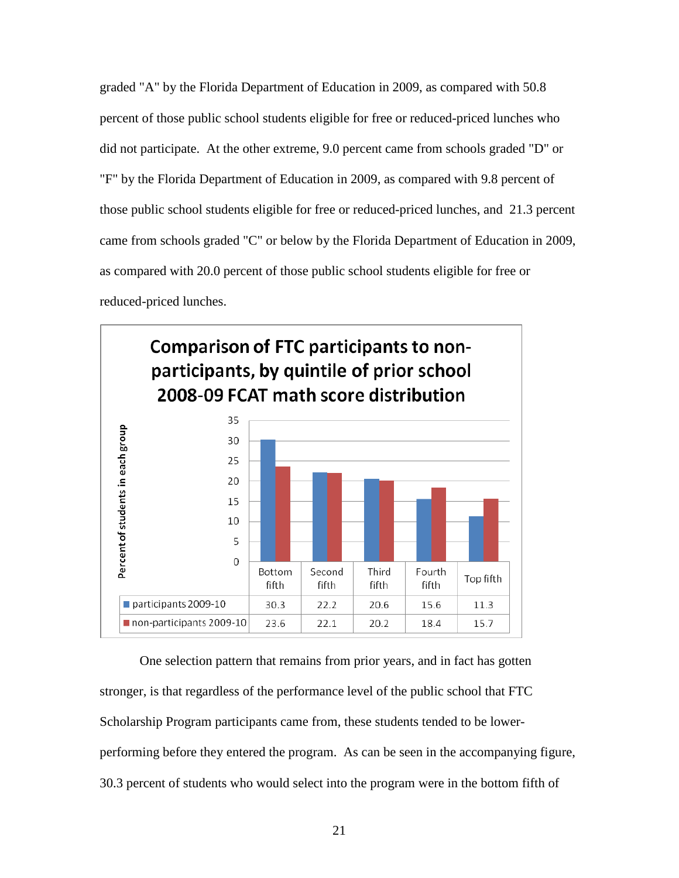graded "A" by the Florida Department of Education in 2009, as compared with 50.8 percent of those public school students eligible for free or reduced-priced lunches who did not participate. At the other extreme, 9.0 percent came from schools graded "D" or "F" by the Florida Department of Education in 2009, as compared with 9.8 percent of those public school students eligible for free or reduced-priced lunches, and 21.3 percent came from schools graded "C" or below by the Florida Department of Education in 2009, as compared with 20.0 percent of those public school students eligible for free or reduced-priced lunches.

**Comparison of FTC participants to non-participants, by quintile of prior school 2008-09 FCAT math score distribution**

Percent of students in each group

| | Bottom fifth | Second fifth | Third fifth | Fourth fifth | Top fifth |
|---|---|---|---|---|---|
| participants 2009-10 | 30.3 | 22.2 | 20.6 | 15.6 | 11.3 |
| non-participants 2009-10 | 23.6 | 22.1 | 20.2 | 18.4 | 15.7 |

One selection pattern that remains from prior years, and in fact has gotten stronger, is that regardless of the performance level of the public school that FTC Scholarship Program participants came from, these students tended to be lower-performing before they entered the program. As can be seen in the accompanying figure, 30.3 percent of students who would select into the program were in the bottom fifth of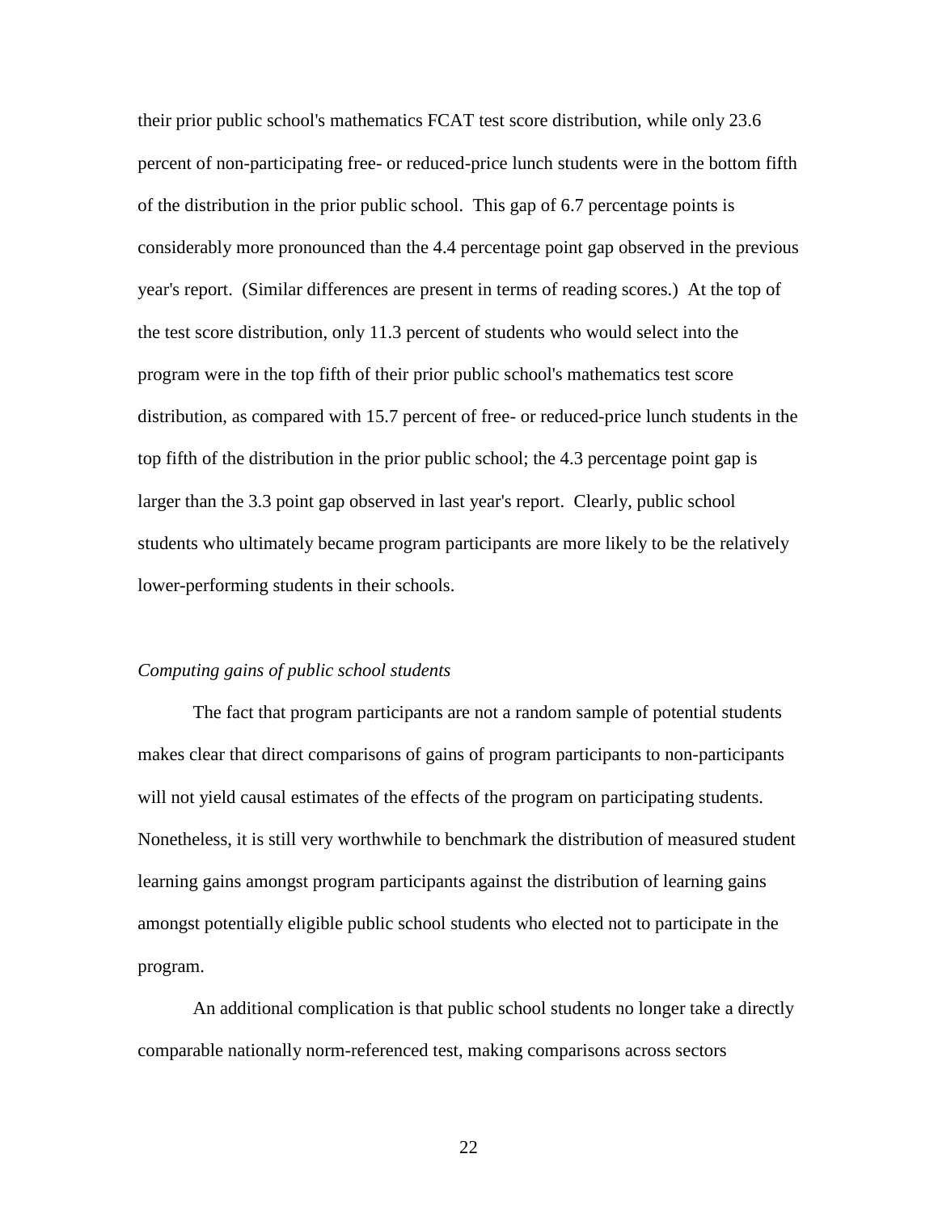their prior public school's mathematics FCAT test score distribution, while only 23.6 percent of non-participating free- or reduced-price lunch students were in the bottom fifth of the distribution in the prior public school. This gap of 6.7 percentage points is considerably more pronounced than the 4.4 percentage point gap observed in the previous year's report. (Similar differences are present in terms of reading scores.) At the top of the test score distribution, only 11.3 percent of students who would select into the program were in the top fifth of their prior public school's mathematics test score distribution, as compared with 15.7 percent of free- or reduced-price lunch students in the top fifth of the distribution in the prior public school; the 4.3 percentage point gap is larger than the 3.3 point gap observed in last year's report. Clearly, public school students who ultimately became program participants are more likely to be the relatively lower-performing students in their schools.

*Computing gains of public school students*

The fact that program participants are not a random sample of potential students makes clear that direct comparisons of gains of program participants to non-participants will not yield causal estimates of the effects of the program on participating students. Nonetheless, it is still very worthwhile to benchmark the distribution of measured student learning gains amongst program participants against the distribution of learning gains amongst potentially eligible public school students who elected not to participate in the program.

An additional complication is that public school students no longer take a directly comparable nationally norm-referenced test, making comparisons across sectors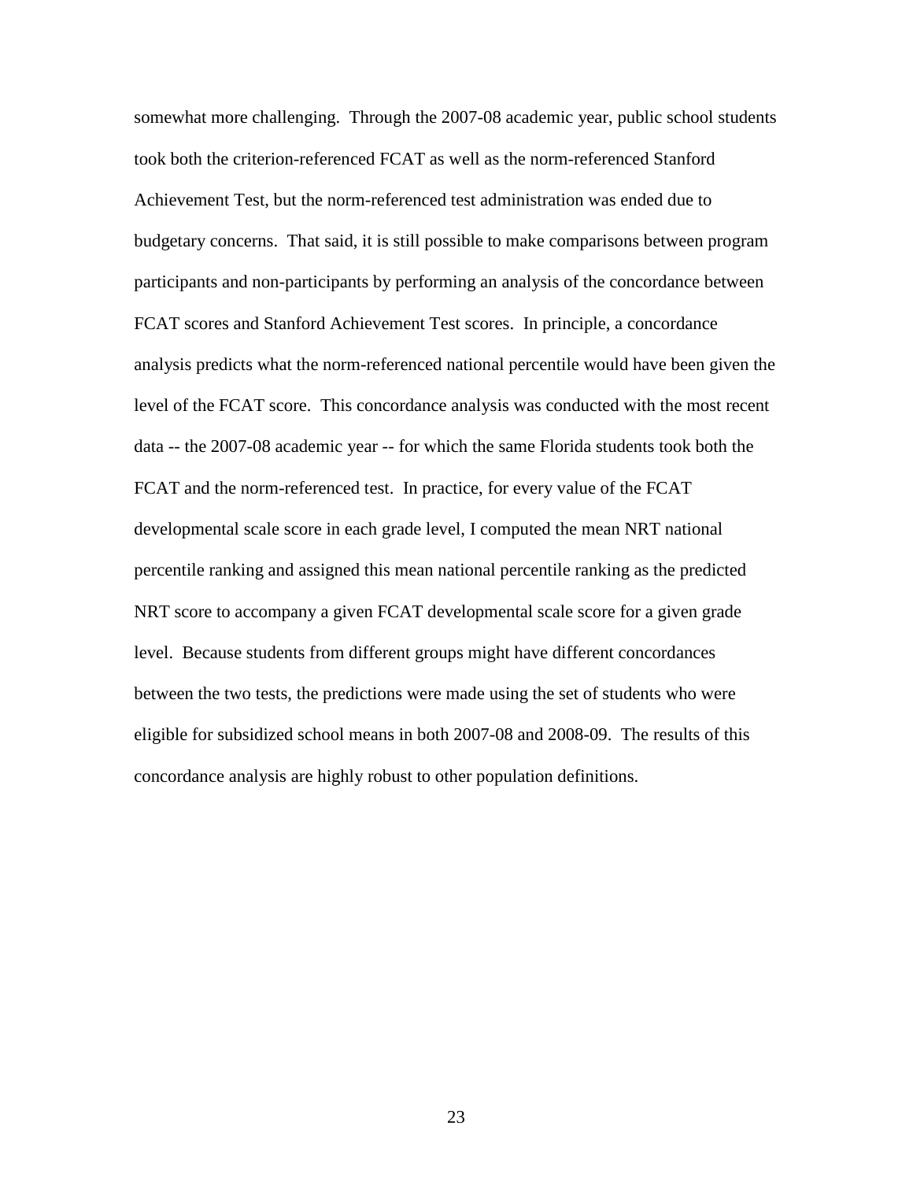somewhat more challenging. Through the 2007-08 academic year, public school students took both the criterion-referenced FCAT as well as the norm-referenced Stanford Achievement Test, but the norm-referenced test administration was ended due to budgetary concerns. That said, it is still possible to make comparisons between program participants and non-participants by performing an analysis of the concordance between FCAT scores and Stanford Achievement Test scores. In principle, a concordance analysis predicts what the norm-referenced national percentile would have been given the level of the FCAT score. This concordance analysis was conducted with the most recent data -- the 2007-08 academic year -- for which the same Florida students took both the FCAT and the norm-referenced test. In practice, for every value of the FCAT developmental scale score in each grade level, I computed the mean NRT national percentile ranking and assigned this mean national percentile ranking as the predicted NRT score to accompany a given FCAT developmental scale score for a given grade level. Because students from different groups might have different concordances between the two tests, the predictions were made using the set of students who were eligible for subsidized school means in both 2007-08 and 2008-09. The results of this concordance analysis are highly robust to other population definitions.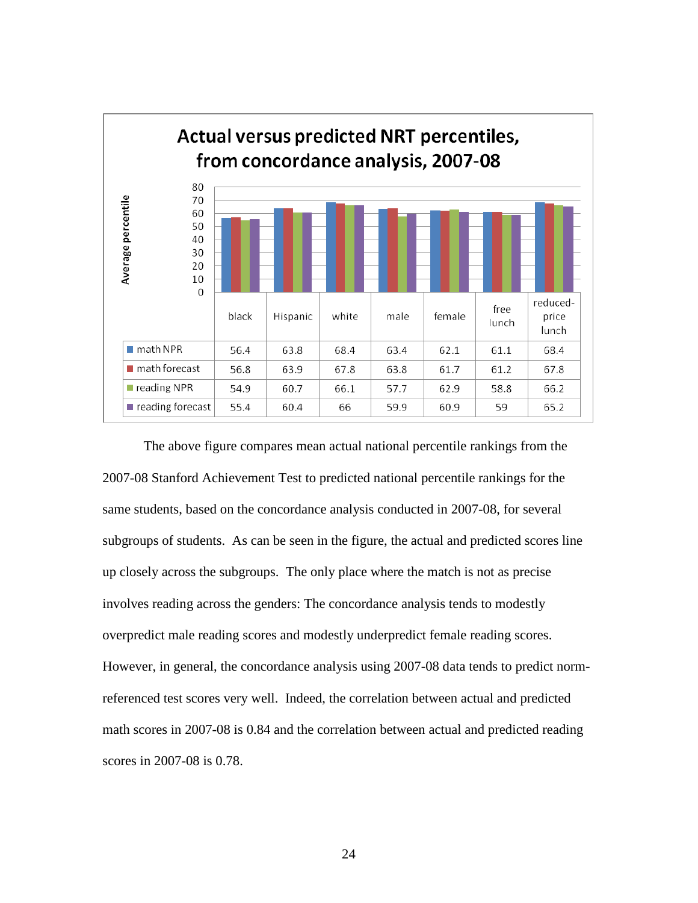**Actual versus predicted NRT percentiles, from concordance analysis, 2007-08**

| | black | Hispanic | white | male | female | free lunch | reduced-price lunch |
|---|---|---|---|---|---|---|---|
| math NPR | 56.4 | 63.8 | 68.4 | 63.4 | 62.1 | 61.1 | 68.4 |
| math forecast | 56.8 | 63.9 | 67.8 | 63.8 | 61.7 | 61.2 | 67.8 |
| reading NPR | 54.9 | 60.7 | 66.1 | 57.7 | 62.9 | 58.8 | 66.2 |
| reading forecast | 55.4 | 60.4 | 66 | 59.9 | 60.9 | 59 | 65.2 |

The above figure compares mean actual national percentile rankings from the 2007-08 Stanford Achievement Test to predicted national percentile rankings for the same students, based on the concordance analysis conducted in 2007-08, for several subgroups of students. As can be seen in the figure, the actual and predicted scores line up closely across the subgroups. The only place where the match is not as precise involves reading across the genders: The concordance analysis tends to modestly overpredict male reading scores and modestly underpredict female reading scores. However, in general, the concordance analysis using 2007-08 data tends to predict norm-referenced test scores very well. Indeed, the correlation between actual and predicted math scores in 2007-08 is 0.84 and the correlation between actual and predicted reading scores in 2007-08 is 0.78.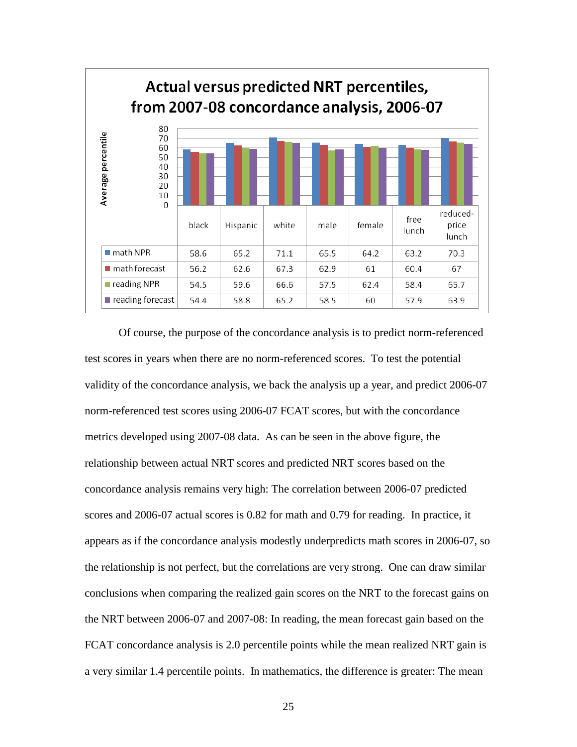**Actual versus predicted NRT percentiles, from 2007-08 concordance analysis, 2006-07**

| | black | Hispanic | white | male | female | free lunch | reduced-price lunch |
|---|---|---|---|---|---|---|---|
| math NPR | 58.6 | 65.2 | 71.1 | 65.5 | 64.2 | 63.2 | 70.3 |
| math forecast | 56.2 | 62.6 | 67.3 | 62.9 | 61 | 60.4 | 67 |
| reading NPR | 54.5 | 59.6 | 66.6 | 57.5 | 62.4 | 58.4 | 65.7 |
| reading forecast | 54.4 | 58.8 | 65.2 | 58.5 | 60 | 57.9 | 63.9 |

Of course, the purpose of the concordance analysis is to predict norm-referenced test scores in years when there are no norm-referenced scores. To test the potential validity of the concordance analysis, we back the analysis up a year, and predict 2006-07 norm-referenced test scores using 2006-07 FCAT scores, but with the concordance metrics developed using 2007-08 data. As can be seen in the above figure, the relationship between actual NRT scores and predicted NRT scores based on the concordance analysis remains very high: The correlation between 2006-07 predicted scores and 2006-07 actual scores is 0.82 for math and 0.79 for reading. In practice, it appears as if the concordance analysis modestly underpredicts math scores in 2006-07, so the relationship is not perfect, but the correlations are very strong. One can draw similar conclusions when comparing the realized gain scores on the NRT to the forecast gains on the NRT between 2006-07 and 2007-08: In reading, the mean forecast gain based on the FCAT concordance analysis is 2.0 percentile points while the mean realized NRT gain is a very similar 1.4 percentile points. In mathematics, the difference is greater: The mean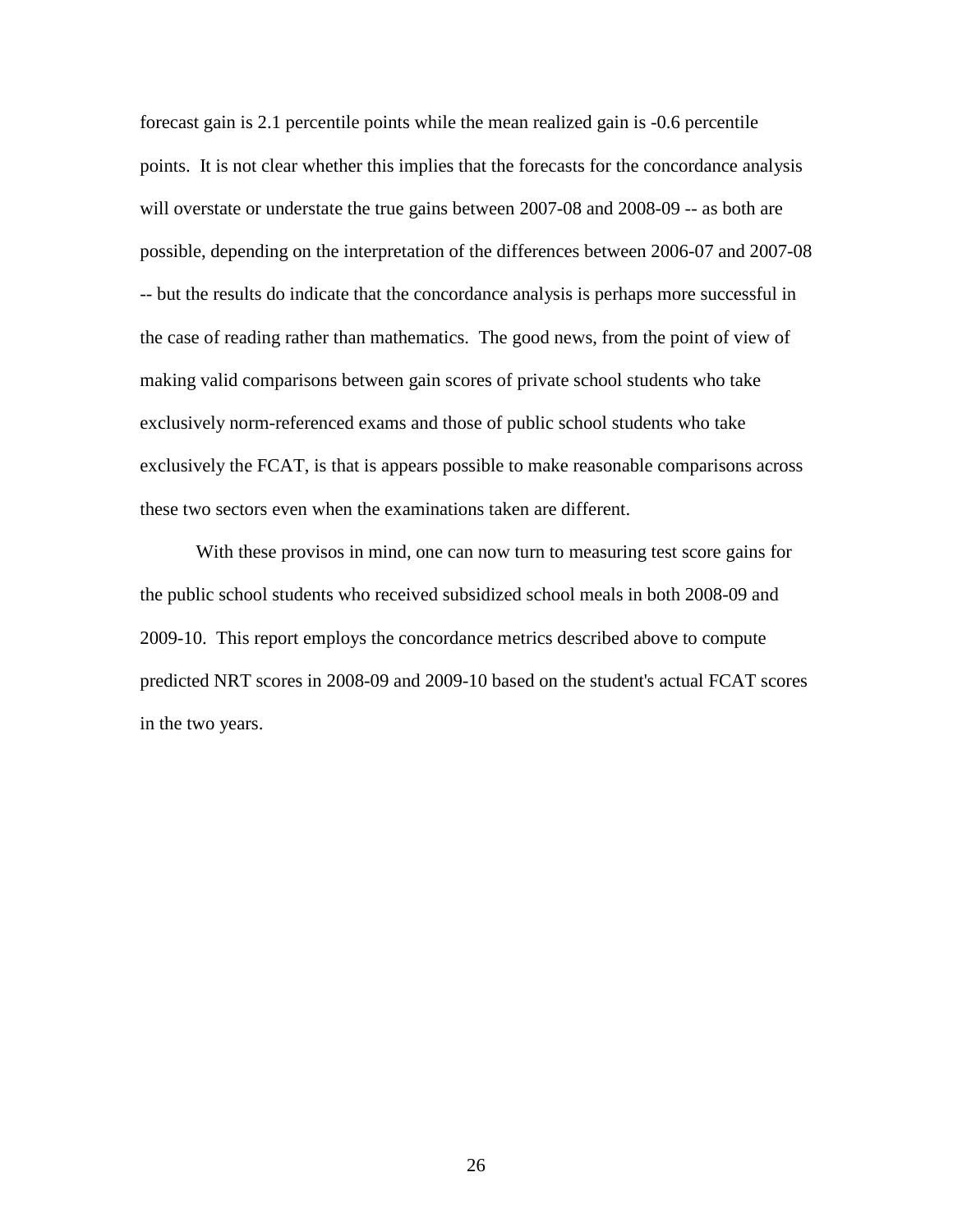forecast gain is 2.1 percentile points while the mean realized gain is -0.6 percentile points. It is not clear whether this implies that the forecasts for the concordance analysis will overstate or understate the true gains between 2007-08 and 2008-09 -- as both are possible, depending on the interpretation of the differences between 2006-07 and 2007-08 -- but the results do indicate that the concordance analysis is perhaps more successful in the case of reading rather than mathematics. The good news, from the point of view of making valid comparisons between gain scores of private school students who take exclusively norm-referenced exams and those of public school students who take exclusively the FCAT, is that is appears possible to make reasonable comparisons across these two sectors even when the examinations taken are different.

With these provisos in mind, one can now turn to measuring test score gains for the public school students who received subsidized school meals in both 2008-09 and 2009-10. This report employs the concordance metrics described above to compute predicted NRT scores in 2008-09 and 2009-10 based on the student's actual FCAT scores in the two years.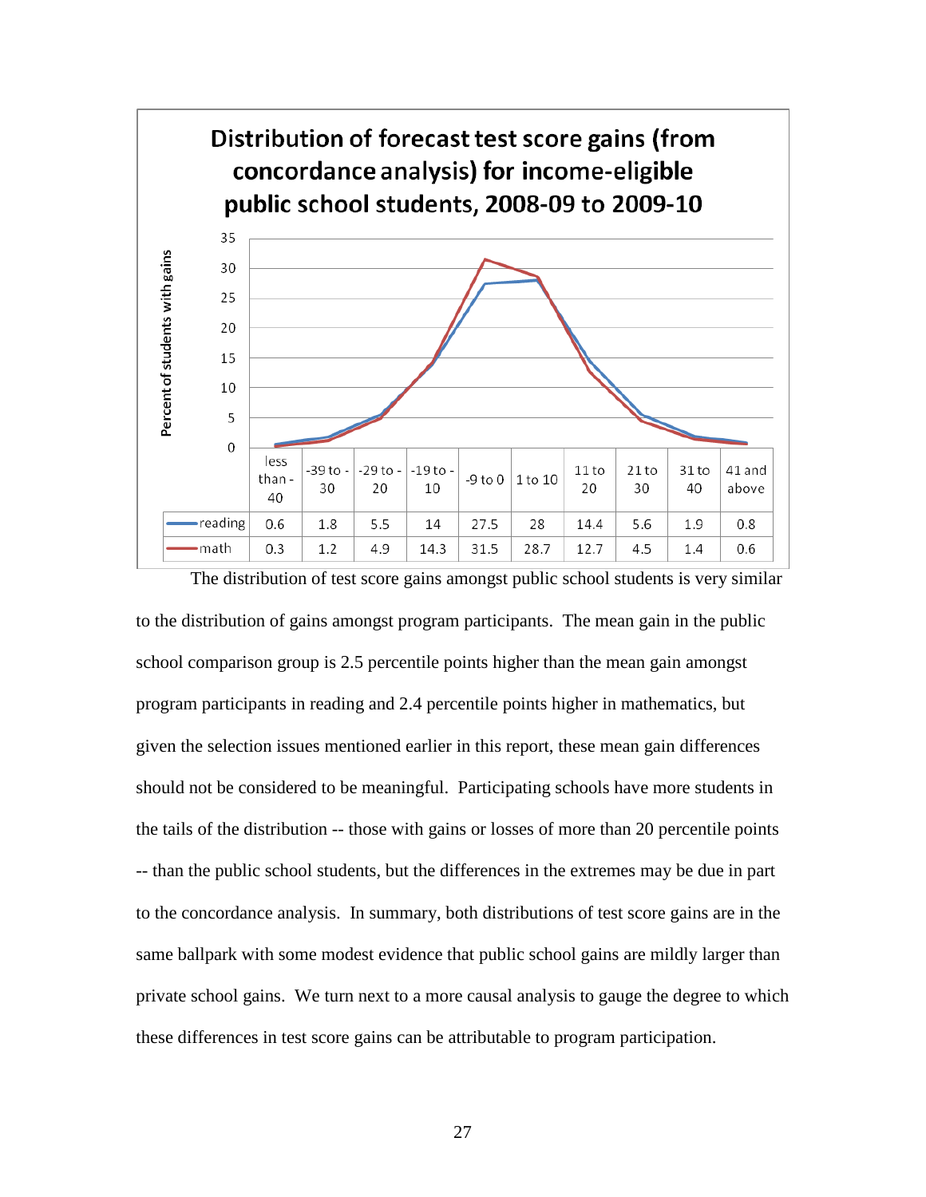**Distribution of forecast test score gains (from concordance analysis) for income-eligible public school students, 2008-09 to 2009-10**

| Percent of students with gains | less than -40 | -39 to -30 | -29 to -20 | -19 to -10 | -9 to 0 | 1 to 10 | 11 to 20 | 21 to 30 | 31 to 40 | 41 and above |
|---|---|---|---|---|---|---|---|---|---|---|
| reading | 0.6 | 1.8 | 5.5 | 14 | 27.5 | 28 | 14.4 | 5.6 | 1.9 | 0.8 |
| math | 0.3 | 1.2 | 4.9 | 14.3 | 31.5 | 28.7 | 12.7 | 4.5 | 1.4 | 0.6 |

The distribution of test score gains amongst public school students is very similar to the distribution of gains amongst program participants. The mean gain in the public school comparison group is 2.5 percentile points higher than the mean gain amongst program participants in reading and 2.4 percentile points higher in mathematics, but given the selection issues mentioned earlier in this report, these mean gain differences should not be considered to be meaningful. Participating schools have more students in the tails of the distribution -- those with gains or losses of more than 20 percentile points -- than the public school students, but the differences in the extremes may be due in part to the concordance analysis. In summary, both distributions of test score gains are in the same ballpark with some modest evidence that public school gains are mildly larger than private school gains. We turn next to a more causal analysis to gauge the degree to which these differences in test score gains can be attributable to program participation.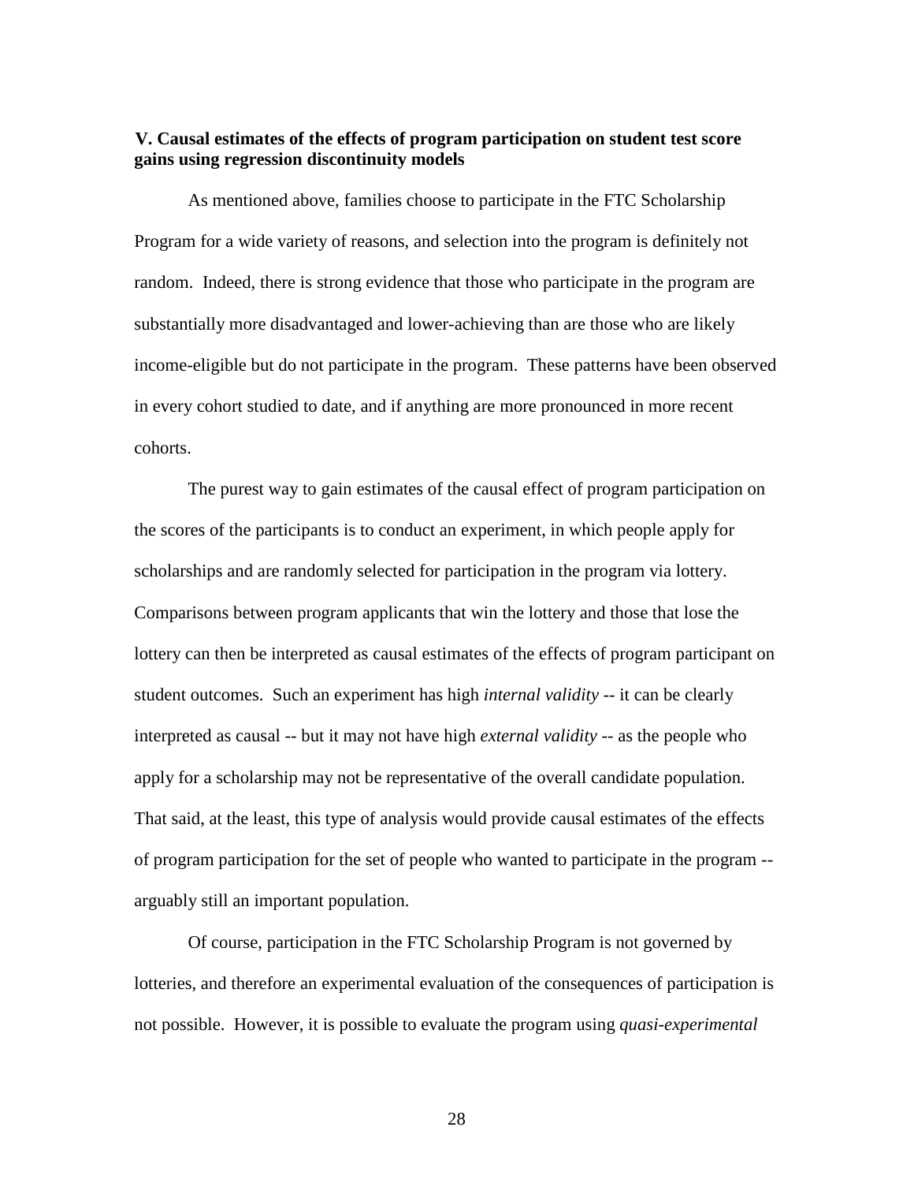## V. Causal estimates of the effects of program participation on student test score gains using regression discontinuity models

As mentioned above, families choose to participate in the FTC Scholarship Program for a wide variety of reasons, and selection into the program is definitely not random. Indeed, there is strong evidence that those who participate in the program are substantially more disadvantaged and lower-achieving than are those who are likely income-eligible but do not participate in the program. These patterns have been observed in every cohort studied to date, and if anything are more pronounced in more recent cohorts.

The purest way to gain estimates of the causal effect of program participation on the scores of the participants is to conduct an experiment, in which people apply for scholarships and are randomly selected for participation in the program via lottery. Comparisons between program applicants that win the lottery and those that lose the lottery can then be interpreted as causal estimates of the effects of program participant on student outcomes. Such an experiment has high *internal validity* -- it can be clearly interpreted as causal -- but it may not have high *external validity* -- as the people who apply for a scholarship may not be representative of the overall candidate population. That said, at the least, this type of analysis would provide causal estimates of the effects of program participation for the set of people who wanted to participate in the program -- arguably still an important population.

Of course, participation in the FTC Scholarship Program is not governed by lotteries, and therefore an experimental evaluation of the consequences of participation is not possible. However, it is possible to evaluate the program using *quasi-experimental*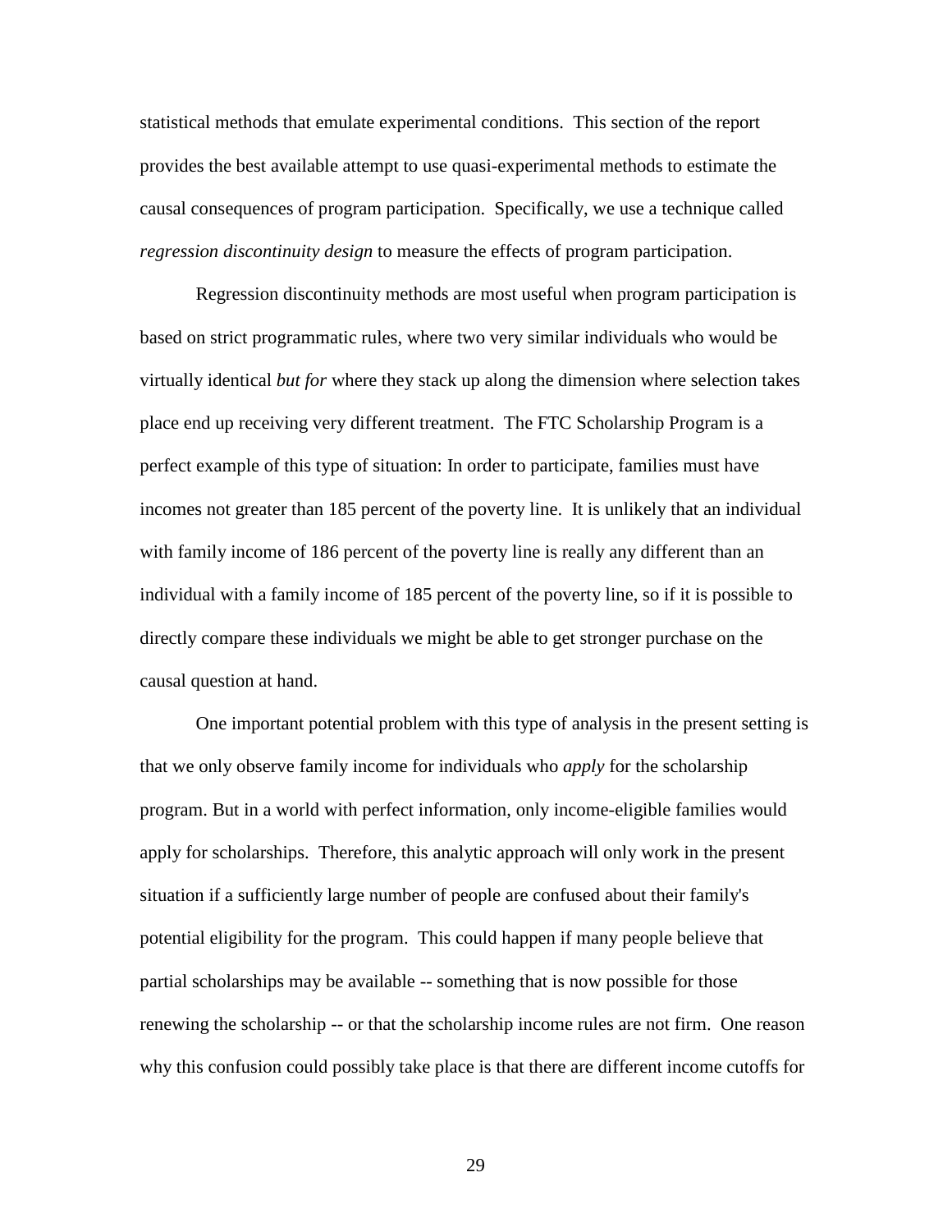statistical methods that emulate experimental conditions. This section of the report provides the best available attempt to use quasi-experimental methods to estimate the causal consequences of program participation. Specifically, we use a technique called *regression discontinuity design* to measure the effects of program participation.

Regression discontinuity methods are most useful when program participation is based on strict programmatic rules, where two very similar individuals who would be virtually identical *but for* where they stack up along the dimension where selection takes place end up receiving very different treatment. The FTC Scholarship Program is a perfect example of this type of situation: In order to participate, families must have incomes not greater than 185 percent of the poverty line. It is unlikely that an individual with family income of 186 percent of the poverty line is really any different than an individual with a family income of 185 percent of the poverty line, so if it is possible to directly compare these individuals we might be able to get stronger purchase on the causal question at hand.

One important potential problem with this type of analysis in the present setting is that we only observe family income for individuals who *apply* for the scholarship program. But in a world with perfect information, only income-eligible families would apply for scholarships. Therefore, this analytic approach will only work in the present situation if a sufficiently large number of people are confused about their family's potential eligibility for the program. This could happen if many people believe that partial scholarships may be available -- something that is now possible for those renewing the scholarship -- or that the scholarship income rules are not firm. One reason why this confusion could possibly take place is that there are different income cutoffs for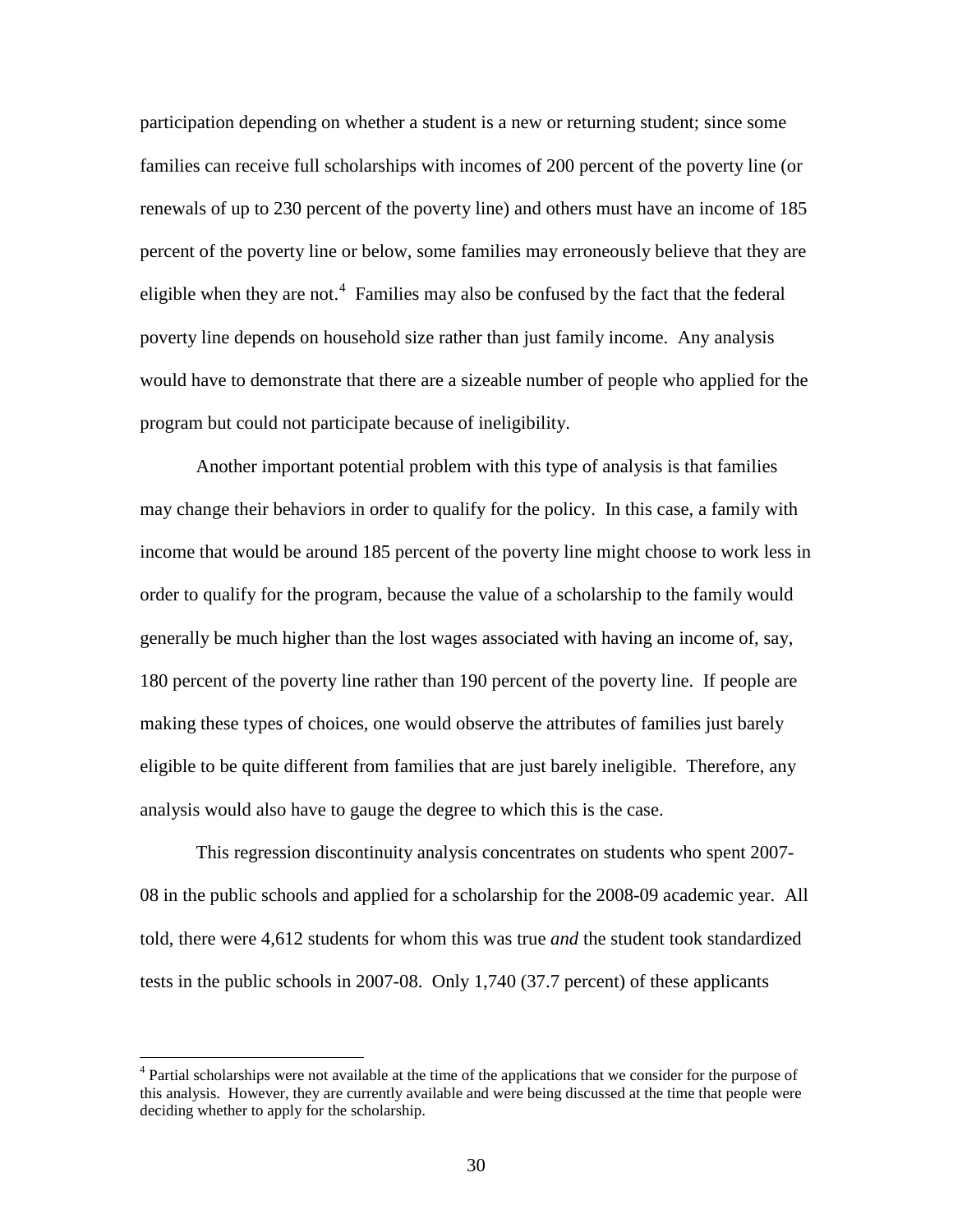participation depending on whether a student is a new or returning student; since some families can receive full scholarships with incomes of 200 percent of the poverty line (or renewals of up to 230 percent of the poverty line) and others must have an income of 185 percent of the poverty line or below, some families may erroneously believe that they are eligible when they are not.[4] Families may also be confused by the fact that the federal poverty line depends on household size rather than just family income. Any analysis would have to demonstrate that there are a sizeable number of people who applied for the program but could not participate because of ineligibility.

Another important potential problem with this type of analysis is that families may change their behaviors in order to qualify for the policy. In this case, a family with income that would be around 185 percent of the poverty line might choose to work less in order to qualify for the program, because the value of a scholarship to the family would generally be much higher than the lost wages associated with having an income of, say, 180 percent of the poverty line rather than 190 percent of the poverty line. If people are making these types of choices, one would observe the attributes of families just barely eligible to be quite different from families that are just barely ineligible. Therefore, any analysis would also have to gauge the degree to which this is the case.

This regression discontinuity analysis concentrates on students who spent 2007-08 in the public schools and applied for a scholarship for the 2008-09 academic year. All told, there were 4,612 students for whom this was true *and* the student took standardized tests in the public schools in 2007-08. Only 1,740 (37.7 percent) of these applicants

[4] Partial scholarships were not available at the time of the applications that we consider for the purpose of this analysis. However, they are currently available and were being discussed at the time that people were deciding whether to apply for the scholarship.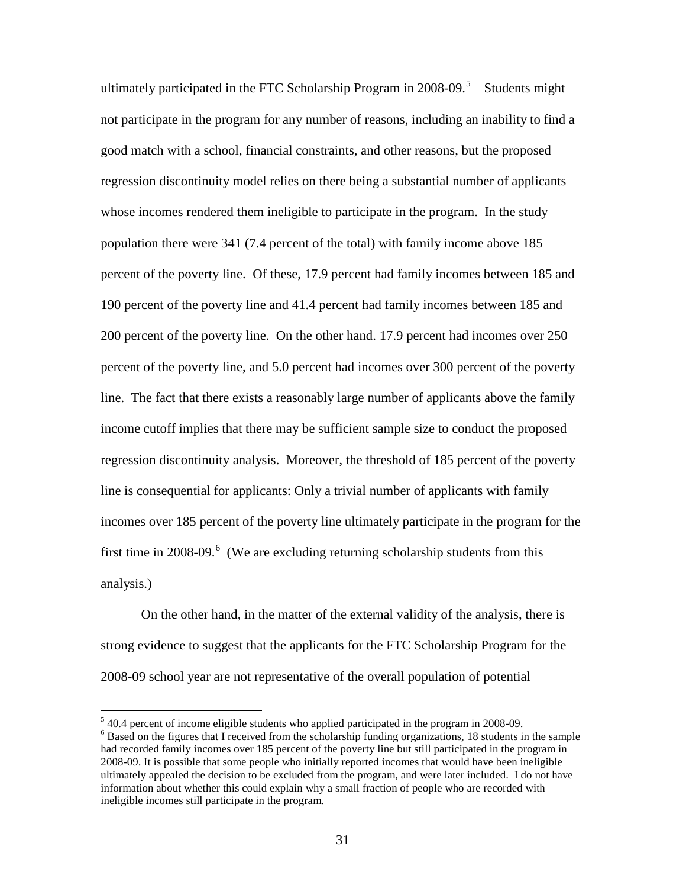ultimately participated in the FTC Scholarship Program in 2008-09.[5] Students might not participate in the program for any number of reasons, including an inability to find a good match with a school, financial constraints, and other reasons, but the proposed regression discontinuity model relies on there being a substantial number of applicants whose incomes rendered them ineligible to participate in the program. In the study population there were 341 (7.4 percent of the total) with family income above 185 percent of the poverty line. Of these, 17.9 percent had family incomes between 185 and 190 percent of the poverty line and 41.4 percent had family incomes between 185 and 200 percent of the poverty line. On the other hand. 17.9 percent had incomes over 250 percent of the poverty line, and 5.0 percent had incomes over 300 percent of the poverty line. The fact that there exists a reasonably large number of applicants above the family income cutoff implies that there may be sufficient sample size to conduct the proposed regression discontinuity analysis. Moreover, the threshold of 185 percent of the poverty line is consequential for applicants: Only a trivial number of applicants with family incomes over 185 percent of the poverty line ultimately participate in the program for the first time in 2008-09.[6] (We are excluding returning scholarship students from this analysis.)

On the other hand, in the matter of the external validity of the analysis, there is strong evidence to suggest that the applicants for the FTC Scholarship Program for the 2008-09 school year are not representative of the overall population of potential

---

[5] 40.4 percent of income eligible students who applied participated in the program in 2008-09.

[6] Based on the figures that I received from the scholarship funding organizations, 18 students in the sample had recorded family incomes over 185 percent of the poverty line but still participated in the program in 2008-09. It is possible that some people who initially reported incomes that would have been ineligible ultimately appealed the decision to be excluded from the program, and were later included. I do not have information about whether this could explain why a small fraction of people who are recorded with ineligible incomes still participate in the program.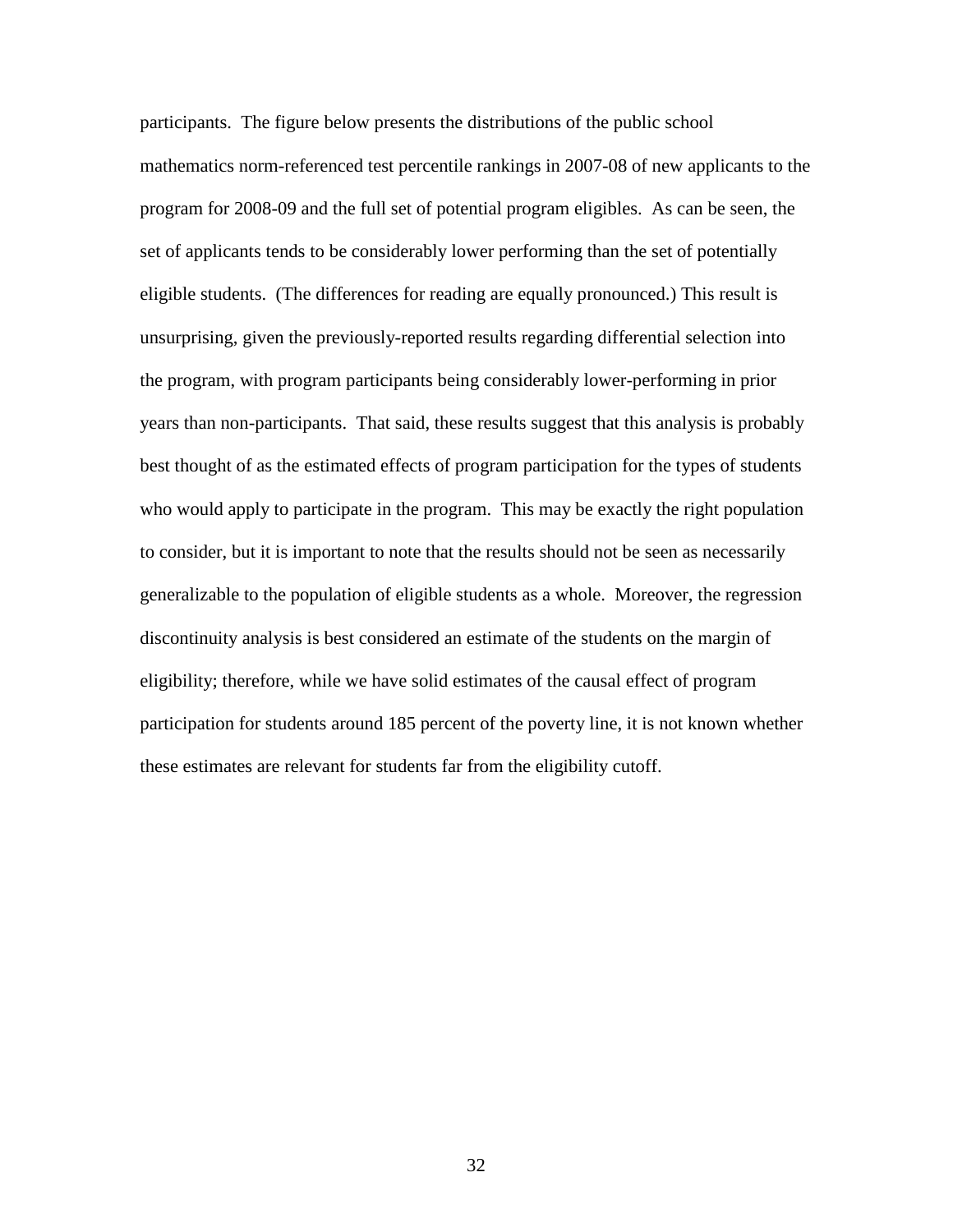participants. The figure below presents the distributions of the public school mathematics norm-referenced test percentile rankings in 2007-08 of new applicants to the program for 2008-09 and the full set of potential program eligibles. As can be seen, the set of applicants tends to be considerably lower performing than the set of potentially eligible students. (The differences for reading are equally pronounced.) This result is unsurprising, given the previously-reported results regarding differential selection into the program, with program participants being considerably lower-performing in prior years than non-participants. That said, these results suggest that this analysis is probably best thought of as the estimated effects of program participation for the types of students who would apply to participate in the program. This may be exactly the right population to consider, but it is important to note that the results should not be seen as necessarily generalizable to the population of eligible students as a whole. Moreover, the regression discontinuity analysis is best considered an estimate of the students on the margin of eligibility; therefore, while we have solid estimates of the causal effect of program participation for students around 185 percent of the poverty line, it is not known whether these estimates are relevant for students far from the eligibility cutoff.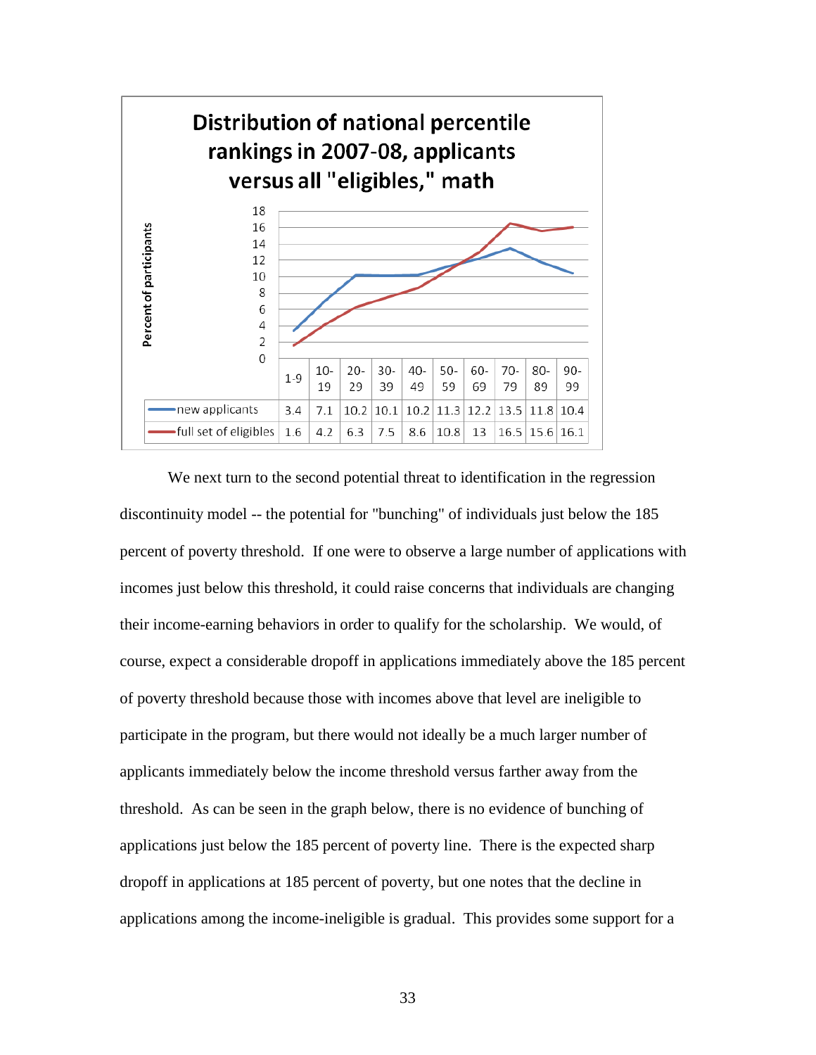**Distribution of national percentile rankings in 2007-08, applicants versus all "eligibles," math**

| Percent of participants | 1-9 | 10-19 | 20-29 | 30-39 | 40-49 | 50-59 | 60-69 | 70-79 | 80-89 | 90-99 |
|---|---|---|---|---|---|---|---|---|---|---|
| new applicants | 3.4 | 7.1 | 10.2 | 10.1 | 10.2 | 11.3 | 12.2 | 13.5 | 11.8 | 10.4 |
| full set of eligibles | 1.6 | 4.2 | 6.3 | 7.5 | 8.6 | 10.8 | 13 | 16.5 | 15.6 | 16.1 |

We next turn to the second potential threat to identification in the regression discontinuity model -- the potential for "bunching" of individuals just below the 185 percent of poverty threshold. If one were to observe a large number of applications with incomes just below this threshold, it could raise concerns that individuals are changing their income-earning behaviors in order to qualify for the scholarship. We would, of course, expect a considerable dropoff in applications immediately above the 185 percent of poverty threshold because those with incomes above that level are ineligible to participate in the program, but there would not ideally be a much larger number of applicants immediately below the income threshold versus farther away from the threshold. As can be seen in the graph below, there is no evidence of bunching of applications just below the 185 percent of poverty line. There is the expected sharp dropoff in applications at 185 percent of poverty, but one notes that the decline in applications among the income-ineligible is gradual. This provides some support for a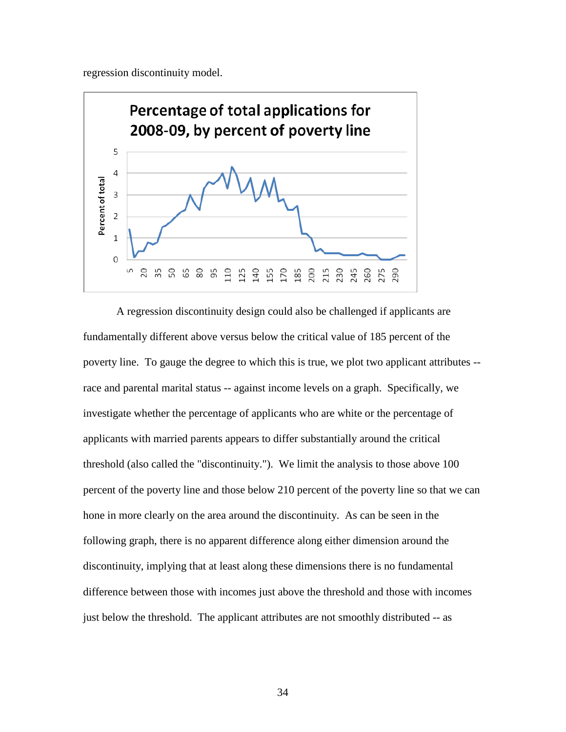regression discontinuity model.

A regression discontinuity design could also be challenged if applicants are fundamentally different above versus below the critical value of 185 percent of the poverty line. To gauge the degree to which this is true, we plot two applicant attributes -- race and parental marital status -- against income levels on a graph. Specifically, we investigate whether the percentage of applicants who are white or the percentage of applicants with married parents appears to differ substantially around the critical threshold (also called the "discontinuity."). We limit the analysis to those above 100 percent of the poverty line and those below 210 percent of the poverty line so that we can hone in more clearly on the area around the discontinuity. As can be seen in the following graph, there is no apparent difference along either dimension around the discontinuity, implying that at least along these dimensions there is no fundamental difference between those with incomes just above the threshold and those with incomes just below the threshold. The applicant attributes are not smoothly distributed -- as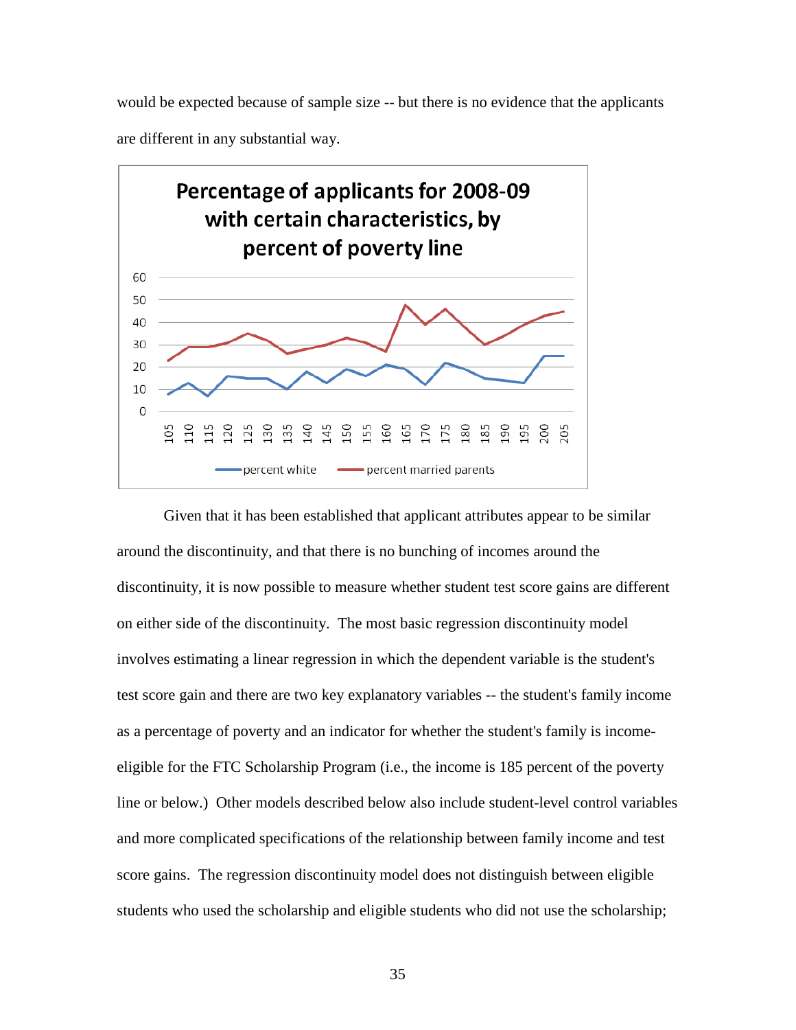would be expected because of sample size -- but there is no evidence that the applicants are different in any substantial way.

**Percentage of applicants for 2008-09 with certain characteristics, by percent of poverty line**

Given that it has been established that applicant attributes appear to be similar around the discontinuity, and that there is no bunching of incomes around the discontinuity, it is now possible to measure whether student test score gains are different on either side of the discontinuity. The most basic regression discontinuity model involves estimating a linear regression in which the dependent variable is the student's test score gain and there are two key explanatory variables -- the student's family income as a percentage of poverty and an indicator for whether the student's family is income-eligible for the FTC Scholarship Program (i.e., the income is 185 percent of the poverty line or below.) Other models described below also include student-level control variables and more complicated specifications of the relationship between family income and test score gains. The regression discontinuity model does not distinguish between eligible students who used the scholarship and eligible students who did not use the scholarship;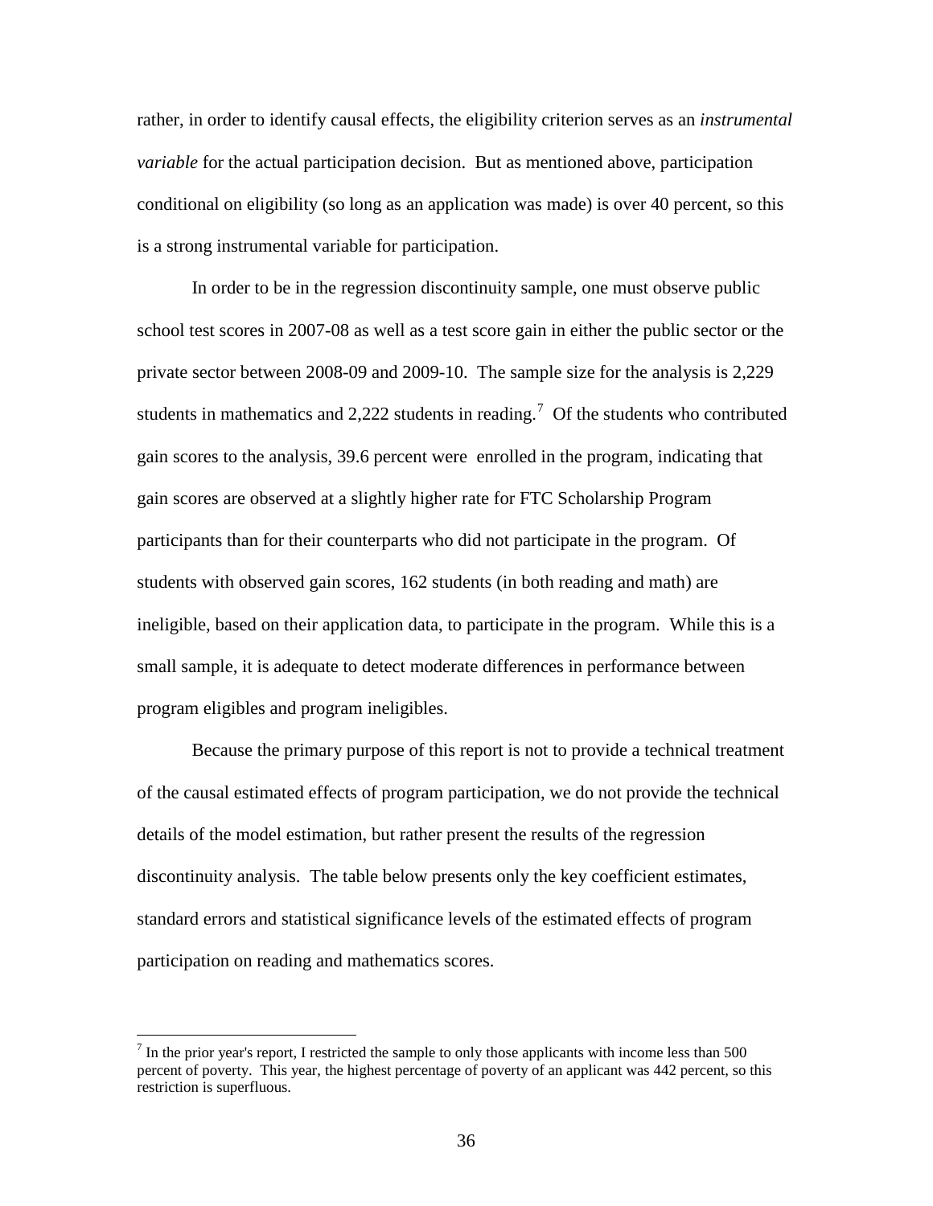rather, in order to identify causal effects, the eligibility criterion serves as an *instrumental variable* for the actual participation decision. But as mentioned above, participation conditional on eligibility (so long as an application was made) is over 40 percent, so this is a strong instrumental variable for participation.

In order to be in the regression discontinuity sample, one must observe public school test scores in 2007-08 as well as a test score gain in either the public sector or the private sector between 2008-09 and 2009-10. The sample size for the analysis is 2,229 students in mathematics and 2,222 students in reading.[7] Of the students who contributed gain scores to the analysis, 39.6 percent were enrolled in the program, indicating that gain scores are observed at a slightly higher rate for FTC Scholarship Program participants than for their counterparts who did not participate in the program. Of students with observed gain scores, 162 students (in both reading and math) are ineligible, based on their application data, to participate in the program. While this is a small sample, it is adequate to detect moderate differences in performance between program eligibles and program ineligibles.

Because the primary purpose of this report is not to provide a technical treatment of the causal estimated effects of program participation, we do not provide the technical details of the model estimation, but rather present the results of the regression discontinuity analysis. The table below presents only the key coefficient estimates, standard errors and statistical significance levels of the estimated effects of program participation on reading and mathematics scores.

[7] In the prior year's report, I restricted the sample to only those applicants with income less than 500 percent of poverty. This year, the highest percentage of poverty of an applicant was 442 percent, so this restriction is superfluous.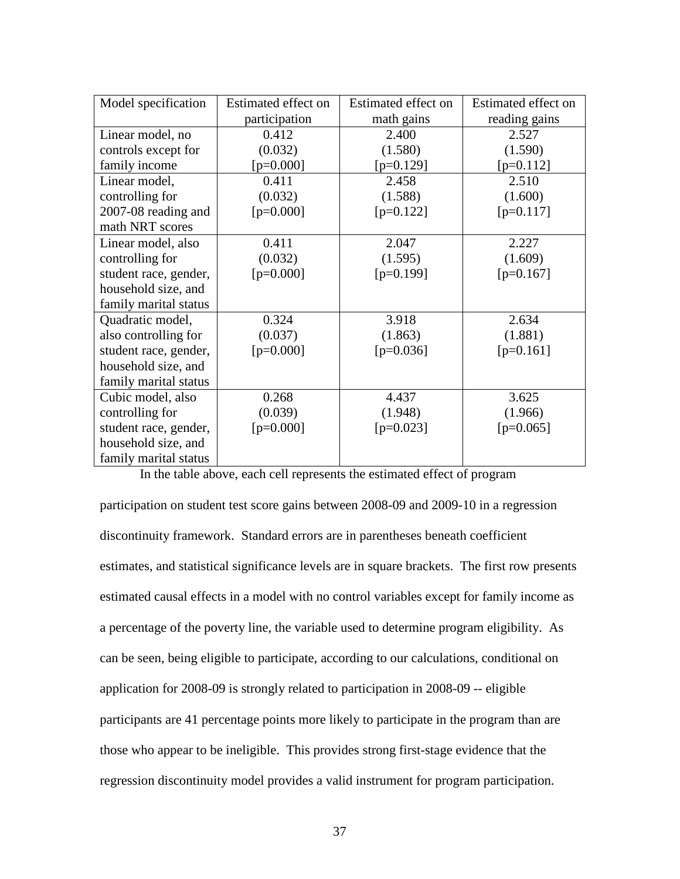| Model specification | Estimated effect on participation | Estimated effect on math gains | Estimated effect on reading gains |
|---|---|---|---|
| Linear model, no controls except for family income | 0.412<br>(0.032)<br>[p=0.000] | 2.400<br>(1.580)<br>[p=0.129] | 2.527<br>(1.590)<br>[p=0.112] |
| Linear model, controlling for 2007-08 reading and math NRT scores | 0.411<br>(0.032)<br>[p=0.000] | 2.458<br>(1.588)<br>[p=0.122] | 2.510<br>(1.600)<br>[p=0.117] |
| Linear model, also controlling for student race, gender, household size, and family marital status | 0.411<br>(0.032)<br>[p=0.000] | 2.047<br>(1.595)<br>[p=0.199] | 2.227<br>(1.609)<br>[p=0.167] |
| Quadratic model, also controlling for student race, gender, household size, and family marital status | 0.324<br>(0.037)<br>[p=0.000] | 3.918<br>(1.863)<br>[p=0.036] | 2.634<br>(1.881)<br>[p=0.161] |
| Cubic model, also controlling for student race, gender, household size, and family marital status | 0.268<br>(0.039)<br>[p=0.000] | 4.437<br>(1.948)<br>[p=0.023] | 3.625<br>(1.966)<br>[p=0.065] |

In the table above, each cell represents the estimated effect of program participation on student test score gains between 2008-09 and 2009-10 in a regression discontinuity framework. Standard errors are in parentheses beneath coefficient estimates, and statistical significance levels are in square brackets. The first row presents estimated causal effects in a model with no control variables except for family income as a percentage of the poverty line, the variable used to determine program eligibility. As can be seen, being eligible to participate, according to our calculations, conditional on application for 2008-09 is strongly related to participation in 2008-09 -- eligible participants are 41 percentage points more likely to participate in the program than are those who appear to be ineligible. This provides strong first-stage evidence that the regression discontinuity model provides a valid instrument for program participation.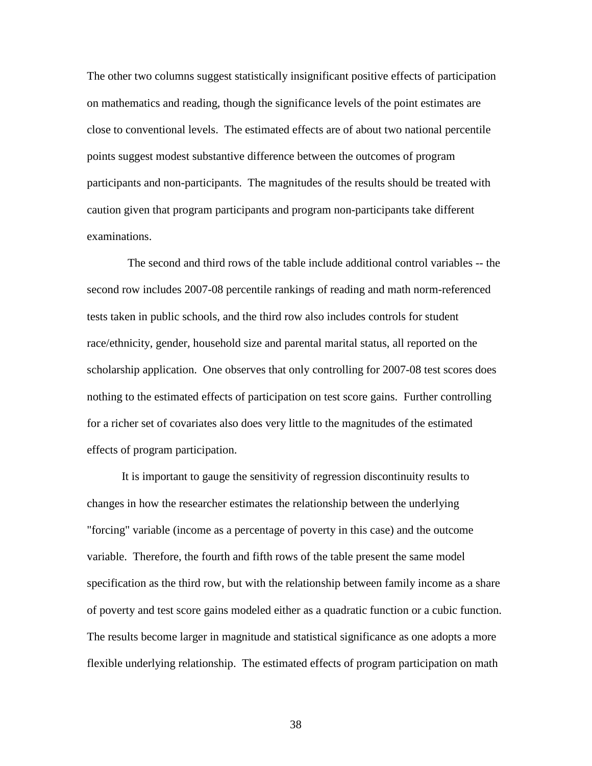The other two columns suggest statistically insignificant positive effects of participation on mathematics and reading, though the significance levels of the point estimates are close to conventional levels. The estimated effects are of about two national percentile points suggest modest substantive difference between the outcomes of program participants and non-participants. The magnitudes of the results should be treated with caution given that program participants and program non-participants take different examinations.

The second and third rows of the table include additional control variables -- the second row includes 2007-08 percentile rankings of reading and math norm-referenced tests taken in public schools, and the third row also includes controls for student race/ethnicity, gender, household size and parental marital status, all reported on the scholarship application. One observes that only controlling for 2007-08 test scores does nothing to the estimated effects of participation on test score gains. Further controlling for a richer set of covariates also does very little to the magnitudes of the estimated effects of program participation.

It is important to gauge the sensitivity of regression discontinuity results to changes in how the researcher estimates the relationship between the underlying "forcing" variable (income as a percentage of poverty in this case) and the outcome variable. Therefore, the fourth and fifth rows of the table present the same model specification as the third row, but with the relationship between family income as a share of poverty and test score gains modeled either as a quadratic function or a cubic function. The results become larger in magnitude and statistical significance as one adopts a more flexible underlying relationship. The estimated effects of program participation on math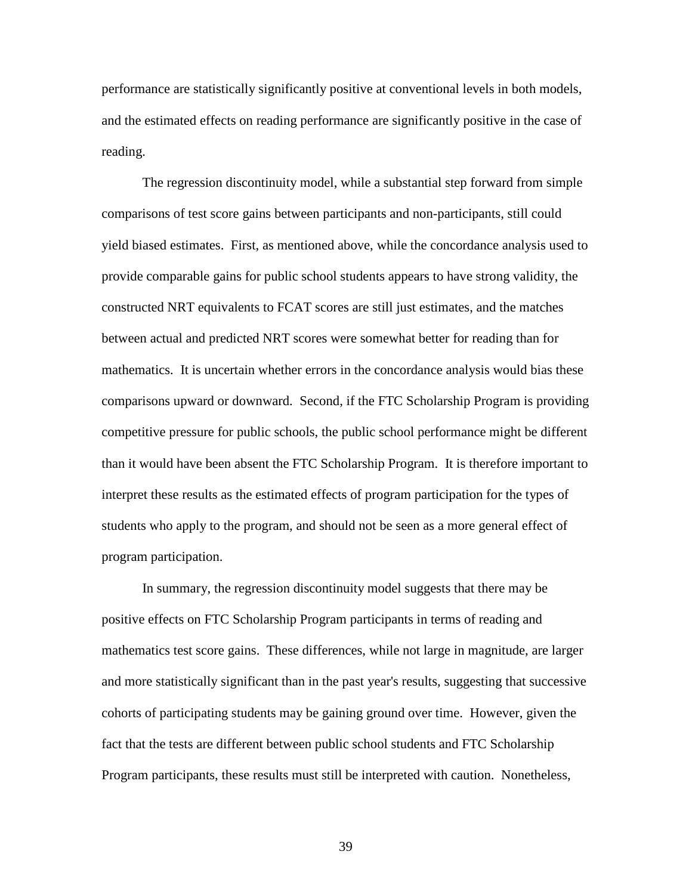performance are statistically significantly positive at conventional levels in both models, and the estimated effects on reading performance are significantly positive in the case of reading.

The regression discontinuity model, while a substantial step forward from simple comparisons of test score gains between participants and non-participants, still could yield biased estimates. First, as mentioned above, while the concordance analysis used to provide comparable gains for public school students appears to have strong validity, the constructed NRT equivalents to FCAT scores are still just estimates, and the matches between actual and predicted NRT scores were somewhat better for reading than for mathematics. It is uncertain whether errors in the concordance analysis would bias these comparisons upward or downward. Second, if the FTC Scholarship Program is providing competitive pressure for public schools, the public school performance might be different than it would have been absent the FTC Scholarship Program. It is therefore important to interpret these results as the estimated effects of program participation for the types of students who apply to the program, and should not be seen as a more general effect of program participation.

In summary, the regression discontinuity model suggests that there may be positive effects on FTC Scholarship Program participants in terms of reading and mathematics test score gains. These differences, while not large in magnitude, are larger and more statistically significant than in the past year's results, suggesting that successive cohorts of participating students may be gaining ground over time. However, given the fact that the tests are different between public school students and FTC Scholarship Program participants, these results must still be interpreted with caution. Nonetheless,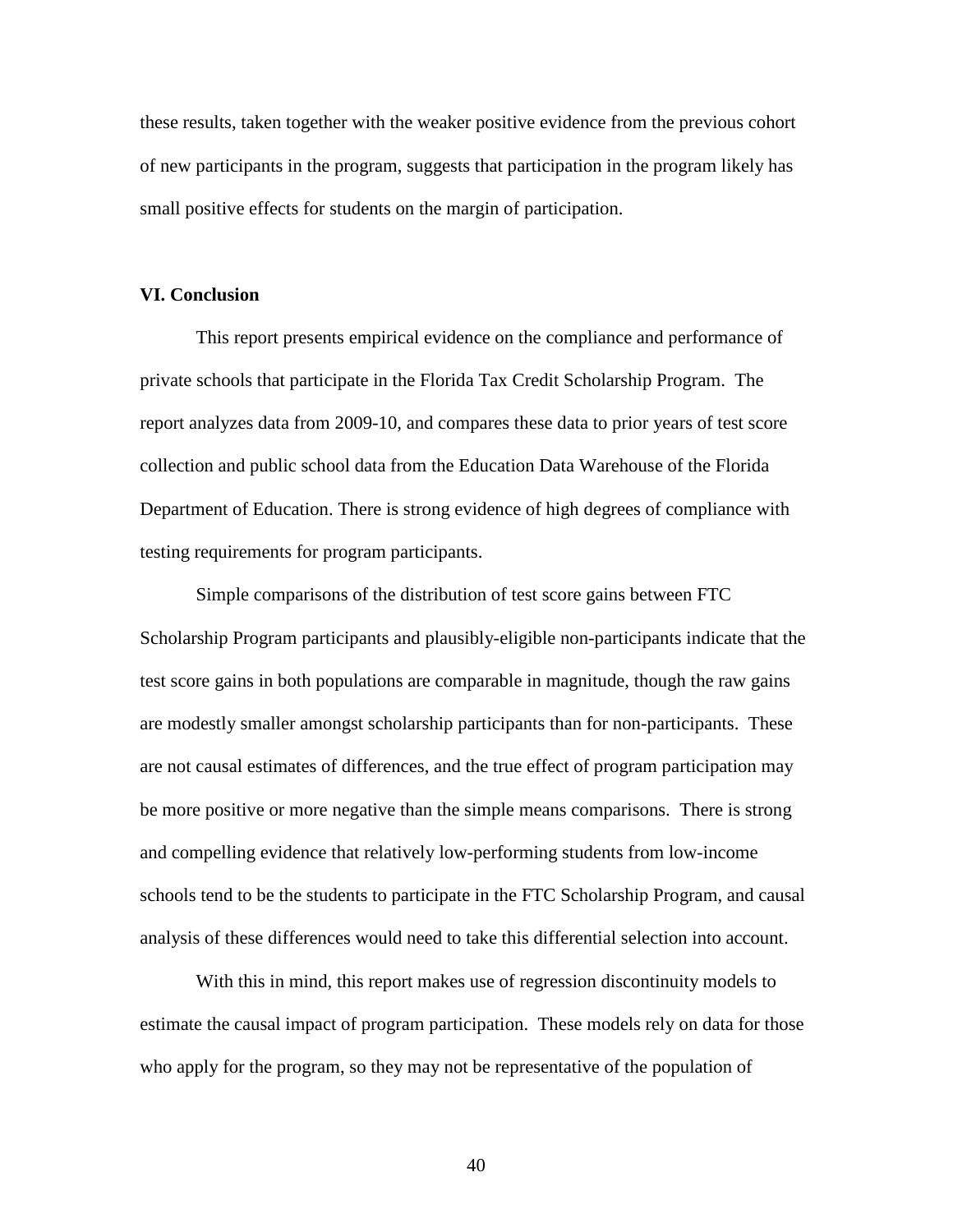these results, taken together with the weaker positive evidence from the previous cohort of new participants in the program, suggests that participation in the program likely has small positive effects for students on the margin of participation.

## VI. Conclusion

This report presents empirical evidence on the compliance and performance of private schools that participate in the Florida Tax Credit Scholarship Program. The report analyzes data from 2009-10, and compares these data to prior years of test score collection and public school data from the Education Data Warehouse of the Florida Department of Education. There is strong evidence of high degrees of compliance with testing requirements for program participants.

Simple comparisons of the distribution of test score gains between FTC Scholarship Program participants and plausibly-eligible non-participants indicate that the test score gains in both populations are comparable in magnitude, though the raw gains are modestly smaller amongst scholarship participants than for non-participants. These are not causal estimates of differences, and the true effect of program participation may be more positive or more negative than the simple means comparisons. There is strong and compelling evidence that relatively low-performing students from low-income schools tend to be the students to participate in the FTC Scholarship Program, and causal analysis of these differences would need to take this differential selection into account.

With this in mind, this report makes use of regression discontinuity models to estimate the causal impact of program participation. These models rely on data for those who apply for the program, so they may not be representative of the population of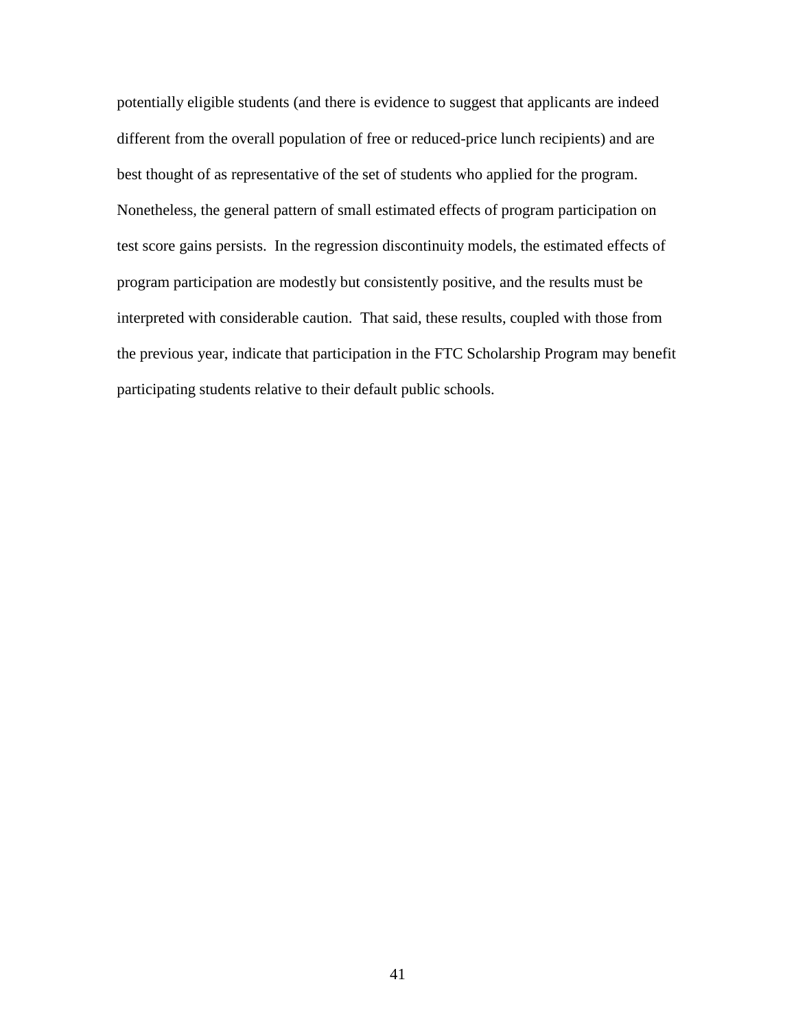potentially eligible students (and there is evidence to suggest that applicants are indeed different from the overall population of free or reduced-price lunch recipients) and are best thought of as representative of the set of students who applied for the program. Nonetheless, the general pattern of small estimated effects of program participation on test score gains persists. In the regression discontinuity models, the estimated effects of program participation are modestly but consistently positive, and the results must be interpreted with considerable caution. That said, these results, coupled with those from the previous year, indicate that participation in the FTC Scholarship Program may benefit participating students relative to their default public schools.